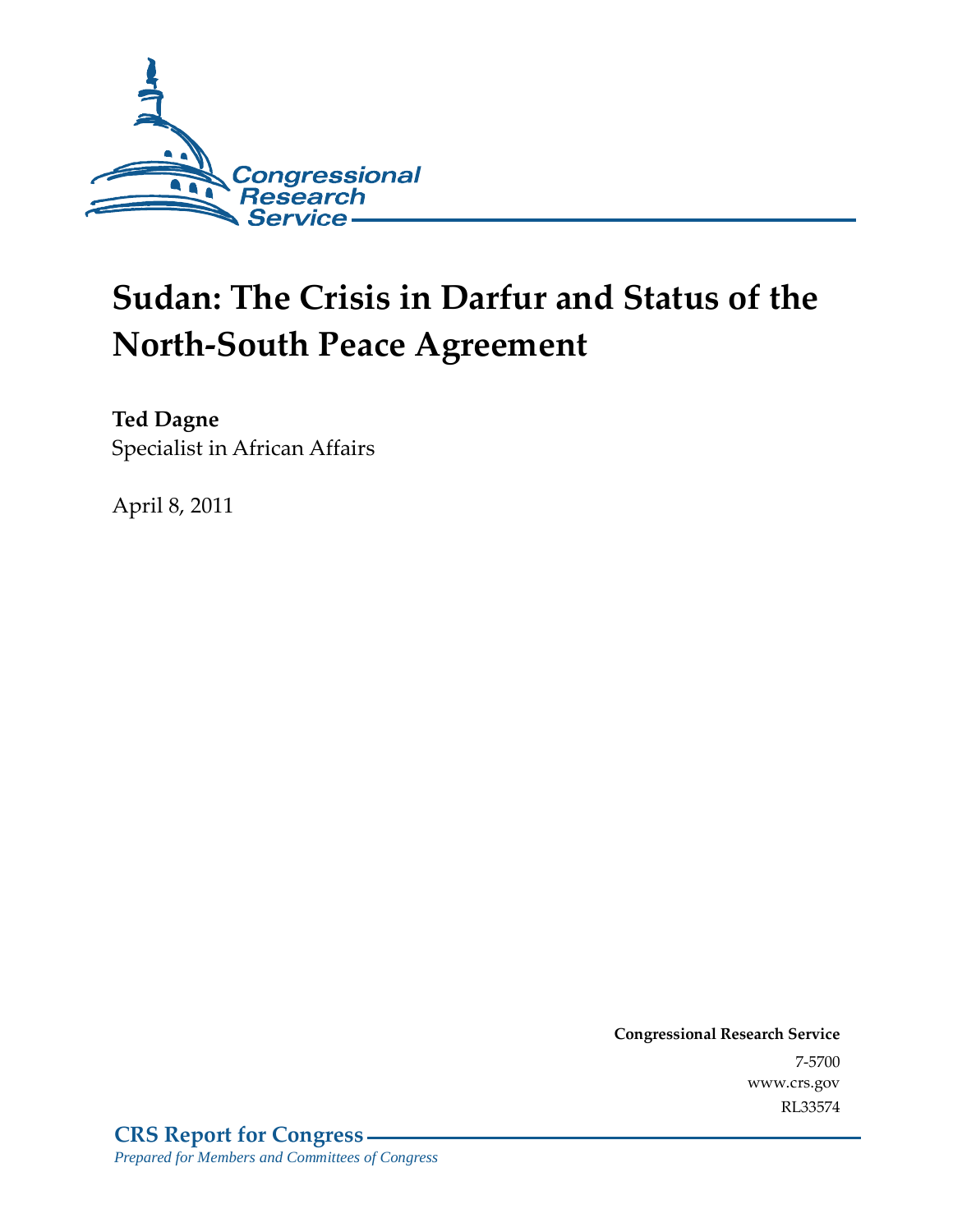# Sudan: The Crisis in Darfur and Status of the North-South Peace Agreement

**Ted Dagne**
Specialist in African Affairs

April 8, 2011

**Congressional Research Service**
7-5700
www.crs.gov
RL33574

**CRS Report for Congress**
*Prepared for Members and Committees of Congress*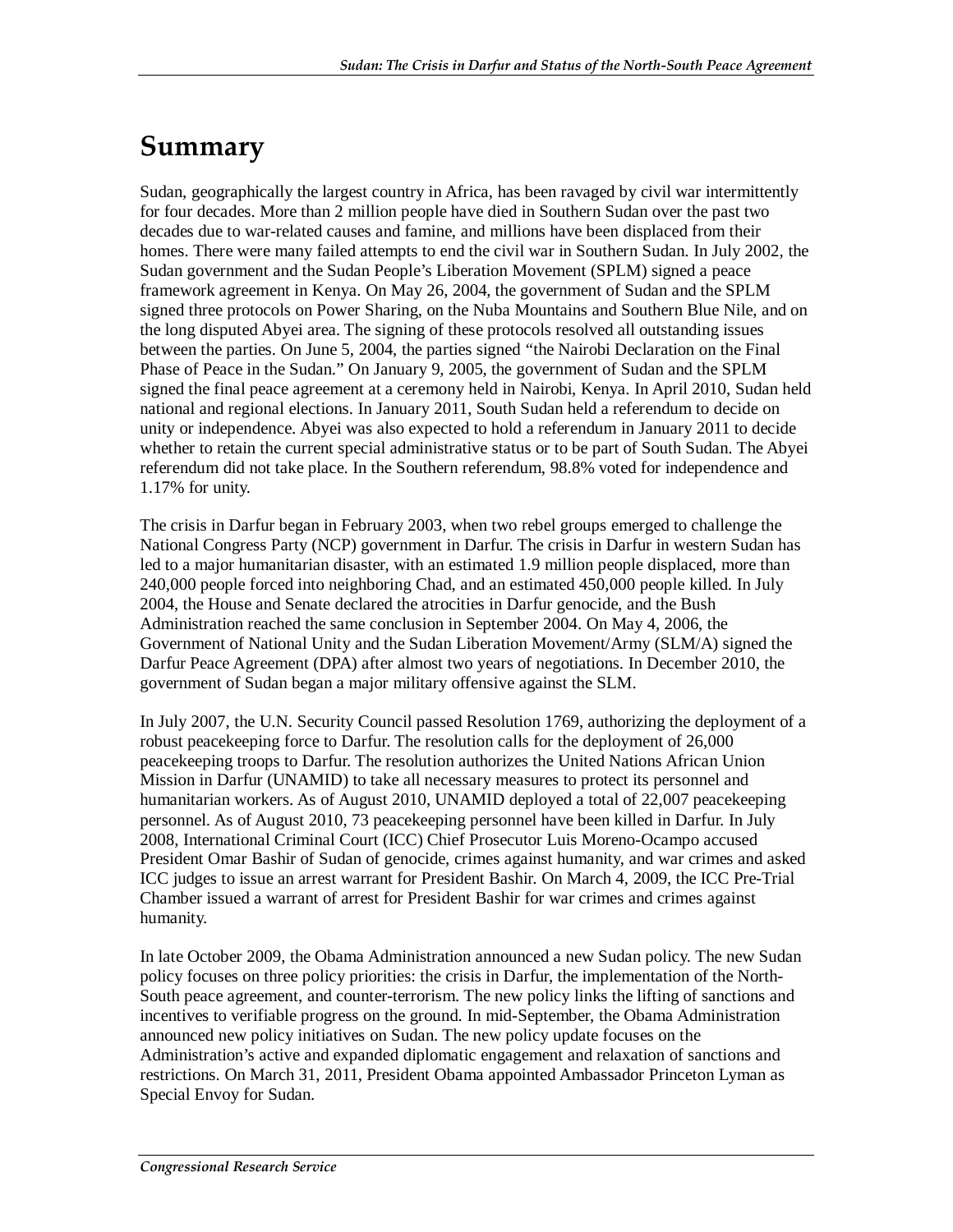# Summary

Sudan, geographically the largest country in Africa, has been ravaged by civil war intermittently for four decades. More than 2 million people have died in Southern Sudan over the past two decades due to war-related causes and famine, and millions have been displaced from their homes. There were many failed attempts to end the civil war in Southern Sudan. In July 2002, the Sudan government and the Sudan People's Liberation Movement (SPLM) signed a peace framework agreement in Kenya. On May 26, 2004, the government of Sudan and the SPLM signed three protocols on Power Sharing, on the Nuba Mountains and Southern Blue Nile, and on the long disputed Abyei area. The signing of these protocols resolved all outstanding issues between the parties. On June 5, 2004, the parties signed "the Nairobi Declaration on the Final Phase of Peace in the Sudan." On January 9, 2005, the government of Sudan and the SPLM signed the final peace agreement at a ceremony held in Nairobi, Kenya. In April 2010, Sudan held national and regional elections. In January 2011, South Sudan held a referendum to decide on unity or independence. Abyei was also expected to hold a referendum in January 2011 to decide whether to retain the current special administrative status or to be part of South Sudan. The Abyei referendum did not take place. In the Southern referendum, 98.8% voted for independence and 1.17% for unity.

The crisis in Darfur began in February 2003, when two rebel groups emerged to challenge the National Congress Party (NCP) government in Darfur. The crisis in Darfur in western Sudan has led to a major humanitarian disaster, with an estimated 1.9 million people displaced, more than 240,000 people forced into neighboring Chad, and an estimated 450,000 people killed. In July 2004, the House and Senate declared the atrocities in Darfur genocide, and the Bush Administration reached the same conclusion in September 2004. On May 4, 2006, the Government of National Unity and the Sudan Liberation Movement/Army (SLM/A) signed the Darfur Peace Agreement (DPA) after almost two years of negotiations. In December 2010, the government of Sudan began a major military offensive against the SLM.

In July 2007, the U.N. Security Council passed Resolution 1769, authorizing the deployment of a robust peacekeeping force to Darfur. The resolution calls for the deployment of 26,000 peacekeeping troops to Darfur. The resolution authorizes the United Nations African Union Mission in Darfur (UNAMID) to take all necessary measures to protect its personnel and humanitarian workers. As of August 2010, UNAMID deployed a total of 22,007 peacekeeping personnel. As of August 2010, 73 peacekeeping personnel have been killed in Darfur. In July 2008, International Criminal Court (ICC) Chief Prosecutor Luis Moreno-Ocampo accused President Omar Bashir of Sudan of genocide, crimes against humanity, and war crimes and asked ICC judges to issue an arrest warrant for President Bashir. On March 4, 2009, the ICC Pre-Trial Chamber issued a warrant of arrest for President Bashir for war crimes and crimes against humanity.

In late October 2009, the Obama Administration announced a new Sudan policy. The new Sudan policy focuses on three policy priorities: the crisis in Darfur, the implementation of the North-South peace agreement, and counter-terrorism. The new policy links the lifting of sanctions and incentives to verifiable progress on the ground. In mid-September, the Obama Administration announced new policy initiatives on Sudan. The new policy update focuses on the Administration's active and expanded diplomatic engagement and relaxation of sanctions and restrictions. On March 31, 2011, President Obama appointed Ambassador Princeton Lyman as Special Envoy for Sudan.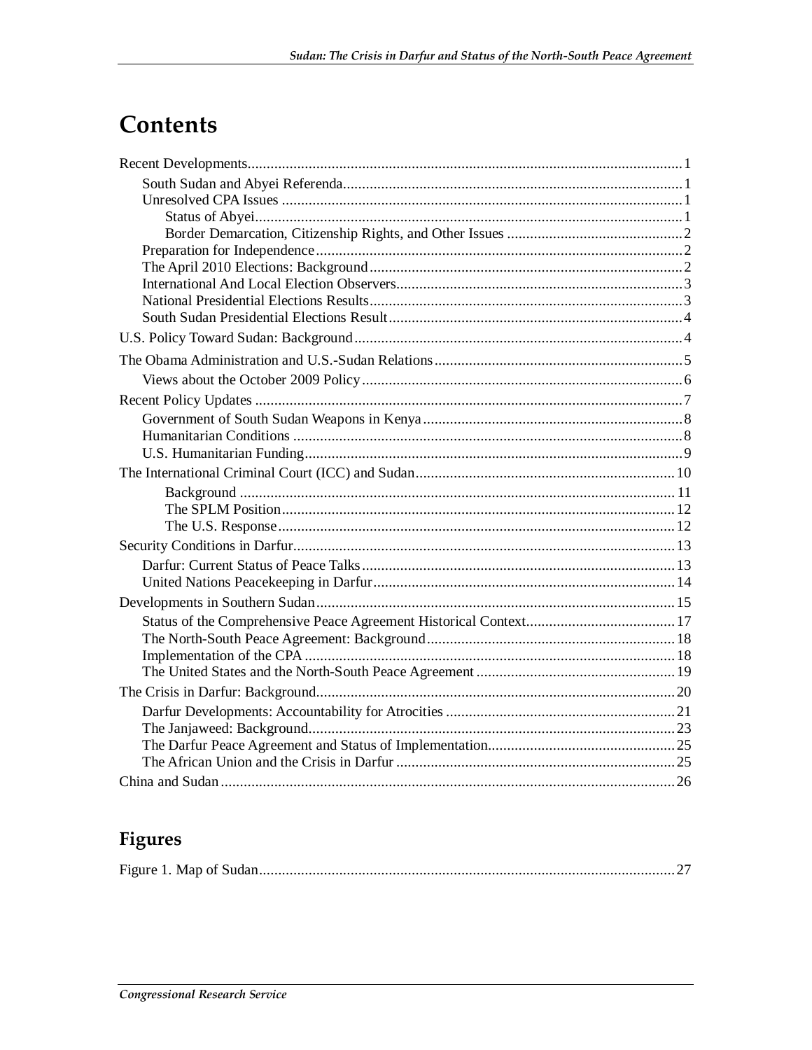# Contents

Recent Developments.......1
- South Sudan and Abyei Referenda.......1
- Unresolved CPA Issues.......1
  - Status of Abyei.......1
  - Border Demarcation, Citizenship Rights, and Other Issues.......2
- Preparation for Independence.......2
- The April 2010 Elections: Background.......2
- International And Local Election Observers.......3
- National Presidential Elections Results.......3
- South Sudan Presidential Elections Result.......4

U.S. Policy Toward Sudan: Background.......4

The Obama Administration and U.S.-Sudan Relations.......5
- Views about the October 2009 Policy.......6

Recent Policy Updates.......7
- Government of South Sudan Weapons in Kenya.......8
- Humanitarian Conditions.......8
- U.S. Humanitarian Funding.......9

The International Criminal Court (ICC) and Sudan.......10
  - Background.......11
  - The SPLM Position.......12
  - The U.S. Response.......12

Security Conditions in Darfur.......13
- Darfur: Current Status of Peace Talks.......13
- United Nations Peacekeeping in Darfur.......14

Developments in Southern Sudan.......15
- Status of the Comprehensive Peace Agreement Historical Context.......17
- The North-South Peace Agreement: Background.......18
- Implementation of the CPA.......18
- The United States and the North-South Peace Agreement.......19

The Crisis in Darfur: Background.......20
- Darfur Developments: Accountability for Atrocities.......21
- The Janjaweed: Background.......23
- The Darfur Peace Agreement and Status of Implementation.......25
- The African Union and the Crisis in Darfur.......25

China and Sudan.......26

# Figures

Figure 1. Map of Sudan.......27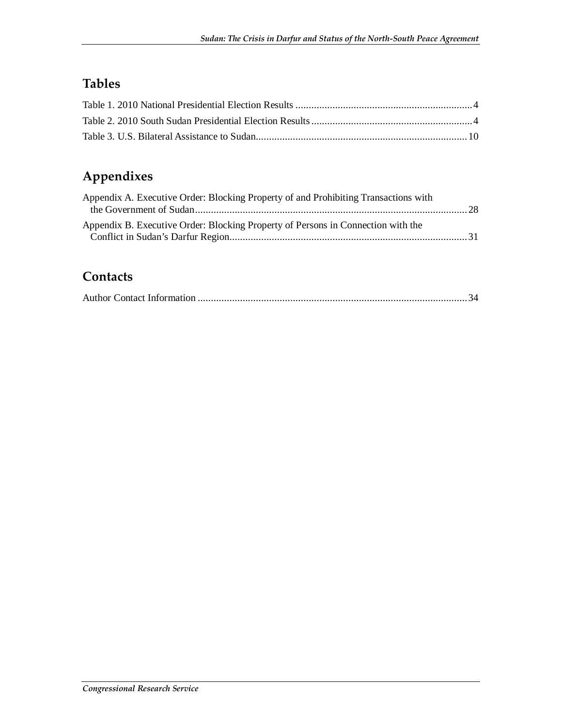## Tables

Table 1. 2010 National Presidential Election Results ....................................................................4

Table 2. 2010 South Sudan Presidential Election Results ..............................................................4

Table 3. U.S. Bilateral Assistance to Sudan.................................................................................10

## Appendixes

Appendix A. Executive Order: Blocking Property of and Prohibiting Transactions with the Government of Sudan........................................................................................................28

Appendix B. Executive Order: Blocking Property of Persons in Connection with the Conflict in Sudan's Darfur Region...........................................................................................31

## Contacts

Author Contact Information .......................................................................................................34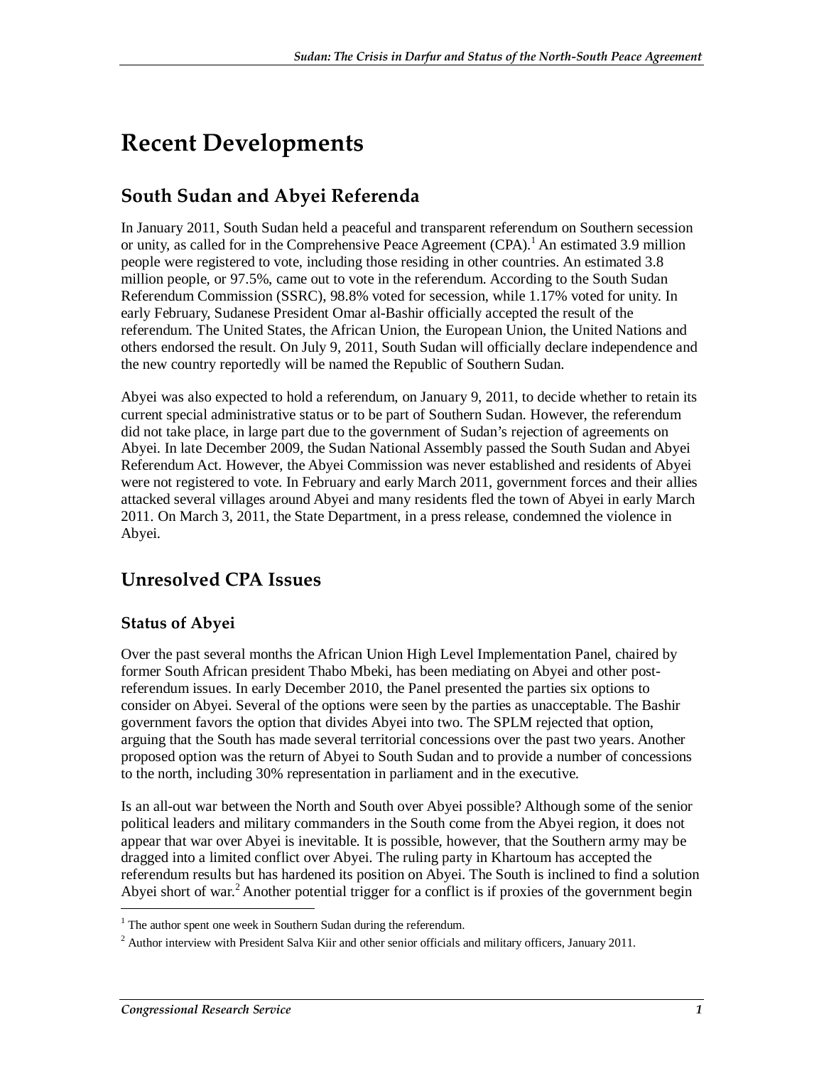# Recent Developments

## South Sudan and Abyei Referenda

In January 2011, South Sudan held a peaceful and transparent referendum on Southern secession or unity, as called for in the Comprehensive Peace Agreement (CPA).[1] An estimated 3.9 million people were registered to vote, including those residing in other countries. An estimated 3.8 million people, or 97.5%, came out to vote in the referendum. According to the South Sudan Referendum Commission (SSRC), 98.8% voted for secession, while 1.17% voted for unity. In early February, Sudanese President Omar al-Bashir officially accepted the result of the referendum. The United States, the African Union, the European Union, the United Nations and others endorsed the result. On July 9, 2011, South Sudan will officially declare independence and the new country reportedly will be named the Republic of Southern Sudan.

Abyei was also expected to hold a referendum, on January 9, 2011, to decide whether to retain its current special administrative status or to be part of Southern Sudan. However, the referendum did not take place, in large part due to the government of Sudan's rejection of agreements on Abyei. In late December 2009, the Sudan National Assembly passed the South Sudan and Abyei Referendum Act. However, the Abyei Commission was never established and residents of Abyei were not registered to vote. In February and early March 2011, government forces and their allies attacked several villages around Abyei and many residents fled the town of Abyei in early March 2011. On March 3, 2011, the State Department, in a press release, condemned the violence in Abyei.

## Unresolved CPA Issues

### Status of Abyei

Over the past several months the African Union High Level Implementation Panel, chaired by former South African president Thabo Mbeki, has been mediating on Abyei and other post-referendum issues. In early December 2010, the Panel presented the parties six options to consider on Abyei. Several of the options were seen by the parties as unacceptable. The Bashir government favors the option that divides Abyei into two. The SPLM rejected that option, arguing that the South has made several territorial concessions over the past two years. Another proposed option was the return of Abyei to South Sudan and to provide a number of concessions to the north, including 30% representation in parliament and in the executive.

Is an all-out war between the North and South over Abyei possible? Although some of the senior political leaders and military commanders in the South come from the Abyei region, it does not appear that war over Abyei is inevitable. It is possible, however, that the Southern army may be dragged into a limited conflict over Abyei. The ruling party in Khartoum has accepted the referendum results but has hardened its position on Abyei. The South is inclined to find a solution Abyei short of war.[2] Another potential trigger for a conflict is if proxies of the government begin

---

[1] The author spent one week in Southern Sudan during the referendum.

[2] Author interview with President Salva Kiir and other senior officials and military officers, January 2011.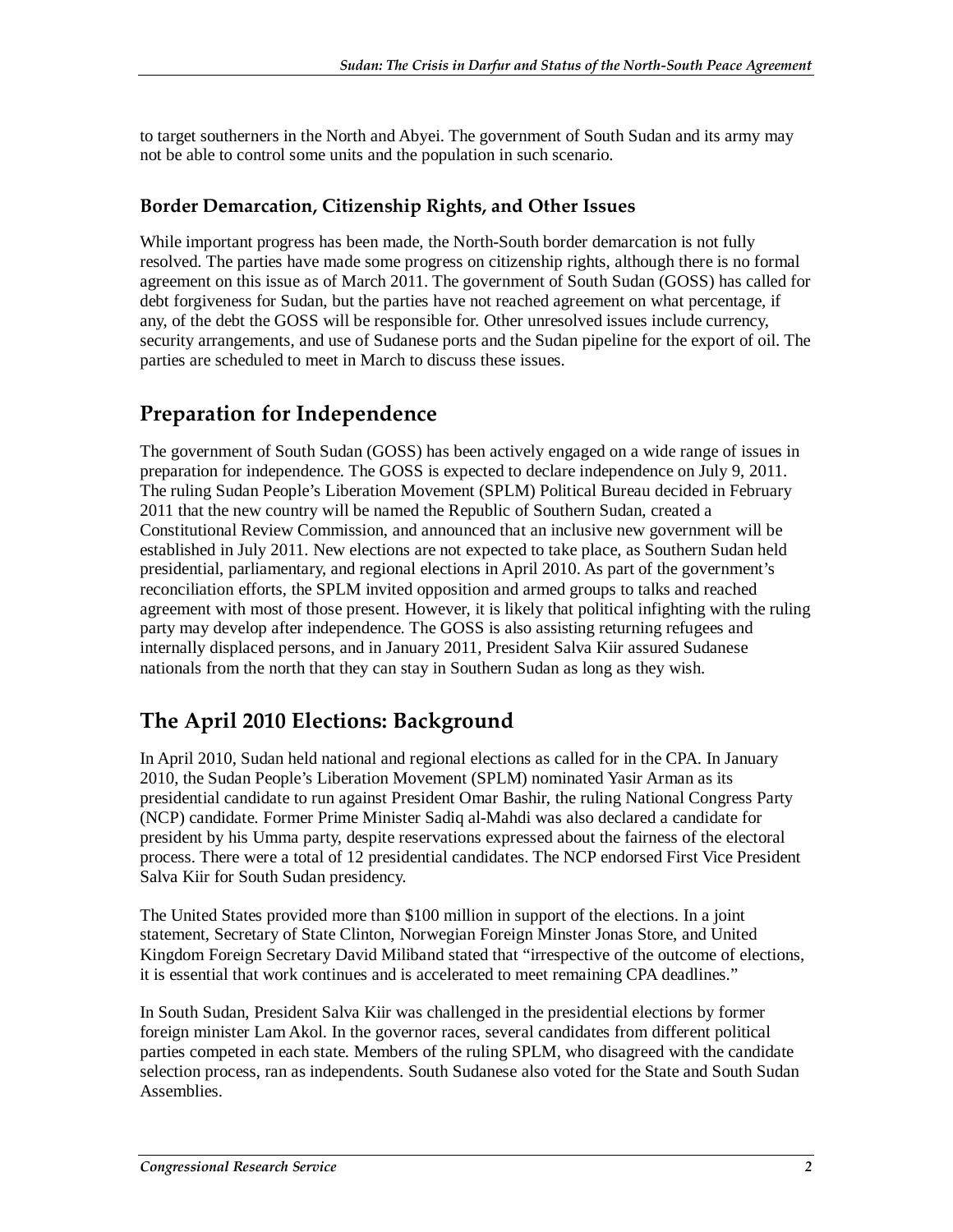to target southerners in the North and Abyei. The government of South Sudan and its army may not be able to control some units and the population in such scenario.

### Border Demarcation, Citizenship Rights, and Other Issues

While important progress has been made, the North-South border demarcation is not fully resolved. The parties have made some progress on citizenship rights, although there is no formal agreement on this issue as of March 2011. The government of South Sudan (GOSS) has called for debt forgiveness for Sudan, but the parties have not reached agreement on what percentage, if any, of the debt the GOSS will be responsible for. Other unresolved issues include currency, security arrangements, and use of Sudanese ports and the Sudan pipeline for the export of oil. The parties are scheduled to meet in March to discuss these issues.

## Preparation for Independence

The government of South Sudan (GOSS) has been actively engaged on a wide range of issues in preparation for independence. The GOSS is expected to declare independence on July 9, 2011. The ruling Sudan People's Liberation Movement (SPLM) Political Bureau decided in February 2011 that the new country will be named the Republic of Southern Sudan, created a Constitutional Review Commission, and announced that an inclusive new government will be established in July 2011. New elections are not expected to take place, as Southern Sudan held presidential, parliamentary, and regional elections in April 2010. As part of the government's reconciliation efforts, the SPLM invited opposition and armed groups to talks and reached agreement with most of those present. However, it is likely that political infighting with the ruling party may develop after independence. The GOSS is also assisting returning refugees and internally displaced persons, and in January 2011, President Salva Kiir assured Sudanese nationals from the north that they can stay in Southern Sudan as long as they wish.

## The April 2010 Elections: Background

In April 2010, Sudan held national and regional elections as called for in the CPA. In January 2010, the Sudan People's Liberation Movement (SPLM) nominated Yasir Arman as its presidential candidate to run against President Omar Bashir, the ruling National Congress Party (NCP) candidate. Former Prime Minister Sadiq al-Mahdi was also declared a candidate for president by his Umma party, despite reservations expressed about the fairness of the electoral process. There were a total of 12 presidential candidates. The NCP endorsed First Vice President Salva Kiir for South Sudan presidency.

The United States provided more than $100 million in support of the elections. In a joint statement, Secretary of State Clinton, Norwegian Foreign Minster Jonas Store, and United Kingdom Foreign Secretary David Miliband stated that "irrespective of the outcome of elections, it is essential that work continues and is accelerated to meet remaining CPA deadlines."

In South Sudan, President Salva Kiir was challenged in the presidential elections by former foreign minister Lam Akol. In the governor races, several candidates from different political parties competed in each state. Members of the ruling SPLM, who disagreed with the candidate selection process, ran as independents. South Sudanese also voted for the State and South Sudan Assemblies.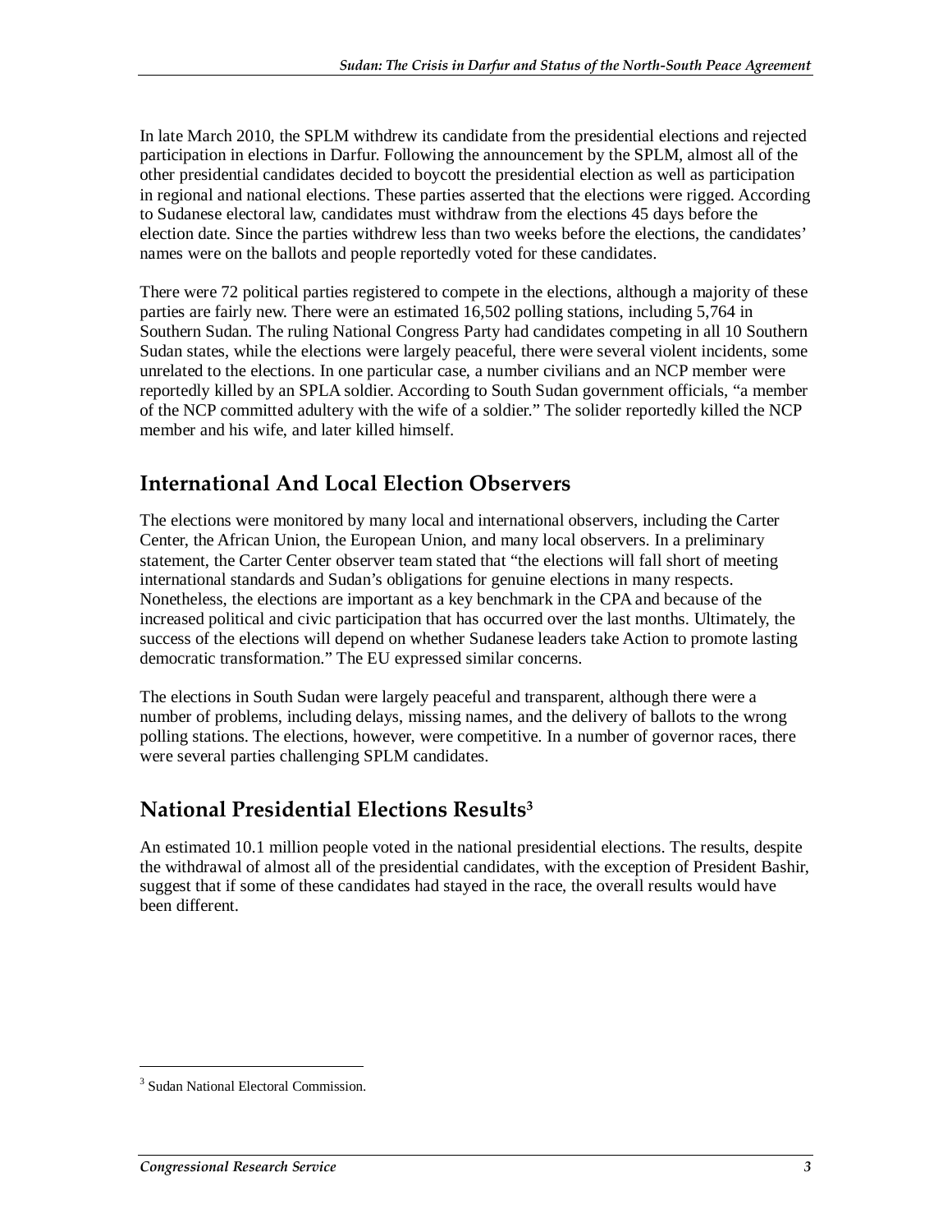In late March 2010, the SPLM withdrew its candidate from the presidential elections and rejected participation in elections in Darfur. Following the announcement by the SPLM, almost all of the other presidential candidates decided to boycott the presidential election as well as participation in regional and national elections. These parties asserted that the elections were rigged. According to Sudanese electoral law, candidates must withdraw from the elections 45 days before the election date. Since the parties withdrew less than two weeks before the elections, the candidates' names were on the ballots and people reportedly voted for these candidates.

There were 72 political parties registered to compete in the elections, although a majority of these parties are fairly new. There were an estimated 16,502 polling stations, including 5,764 in Southern Sudan. The ruling National Congress Party had candidates competing in all 10 Southern Sudan states, while the elections were largely peaceful, there were several violent incidents, some unrelated to the elections. In one particular case, a number civilians and an NCP member were reportedly killed by an SPLA soldier. According to South Sudan government officials, "a member of the NCP committed adultery with the wife of a soldier." The solider reportedly killed the NCP member and his wife, and later killed himself.

## International And Local Election Observers

The elections were monitored by many local and international observers, including the Carter Center, the African Union, the European Union, and many local observers. In a preliminary statement, the Carter Center observer team stated that "the elections will fall short of meeting international standards and Sudan's obligations for genuine elections in many respects. Nonetheless, the elections are important as a key benchmark in the CPA and because of the increased political and civic participation that has occurred over the last months. Ultimately, the success of the elections will depend on whether Sudanese leaders take Action to promote lasting democratic transformation." The EU expressed similar concerns.

The elections in South Sudan were largely peaceful and transparent, although there were a number of problems, including delays, missing names, and the delivery of ballots to the wrong polling stations. The elections, however, were competitive. In a number of governor races, there were several parties challenging SPLM candidates.

## National Presidential Elections Results[3]

An estimated 10.1 million people voted in the national presidential elections. The results, despite the withdrawal of almost all of the presidential candidates, with the exception of President Bashir, suggest that if some of these candidates had stayed in the race, the overall results would have been different.

---

[3] Sudan National Electoral Commission.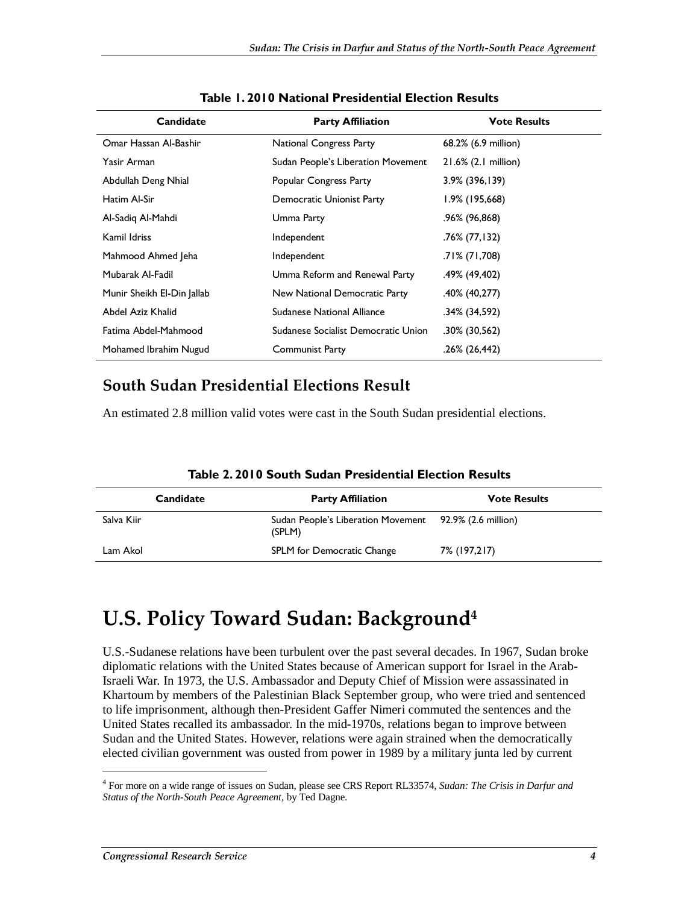**Table 1. 2010 National Presidential Election Results**

| Candidate | Party Affiliation | Vote Results |
| --- | --- | --- |
| Omar Hassan Al-Bashir | National Congress Party | 68.2% (6.9 million) |
| Yasir Arman | Sudan People's Liberation Movement | 21.6% (2.1 million) |
| Abdullah Deng Nhial | Popular Congress Party | 3.9% (396,139) |
| Hatim Al-Sir | Democratic Unionist Party | 1.9% (195,668) |
| Al-Sadiq Al-Mahdi | Umma Party | .96% (96,868) |
| Kamil Idriss | Independent | .76% (77,132) |
| Mahmood Ahmed Jeha | Independent | .71% (71,708) |
| Mubarak Al-Fadil | Umma Reform and Renewal Party | .49% (49,402) |
| Munir Sheikh El-Din Jallab | New National Democratic Party | .40% (40,277) |
| Abdel Aziz Khalid | Sudanese National Alliance | .34% (34,592) |
| Fatima Abdel-Mahmood | Sudanese Socialist Democratic Union | .30% (30,562) |
| Mohamed Ibrahim Nugud | Communist Party | .26% (26,442) |

## South Sudan Presidential Elections Result

An estimated 2.8 million valid votes were cast in the South Sudan presidential elections.

**Table 2. 2010 South Sudan Presidential Election Results**

| Candidate | Party Affiliation | Vote Results |
| --- | --- | --- |
| Salva Kiir | Sudan People's Liberation Movement (SPLM) | 92.9% (2.6 million) |
| Lam Akol | SPLM for Democratic Change | 7% (197,217) |

# U.S. Policy Toward Sudan: Background[4]

U.S.-Sudanese relations have been turbulent over the past several decades. In 1967, Sudan broke diplomatic relations with the United States because of American support for Israel in the Arab-Israeli War. In 1973, the U.S. Ambassador and Deputy Chief of Mission were assassinated in Khartoum by members of the Palestinian Black September group, who were tried and sentenced to life imprisonment, although then-President Gaffer Nimeri commuted the sentences and the United States recalled its ambassador. In the mid-1970s, relations began to improve between Sudan and the United States. However, relations were again strained when the democratically elected civilian government was ousted from power in 1989 by a military junta led by current

[4] For more on a wide range of issues on Sudan, please see CRS Report RL33574, *Sudan: The Crisis in Darfur and Status of the North-South Peace Agreement*, by Ted Dagne.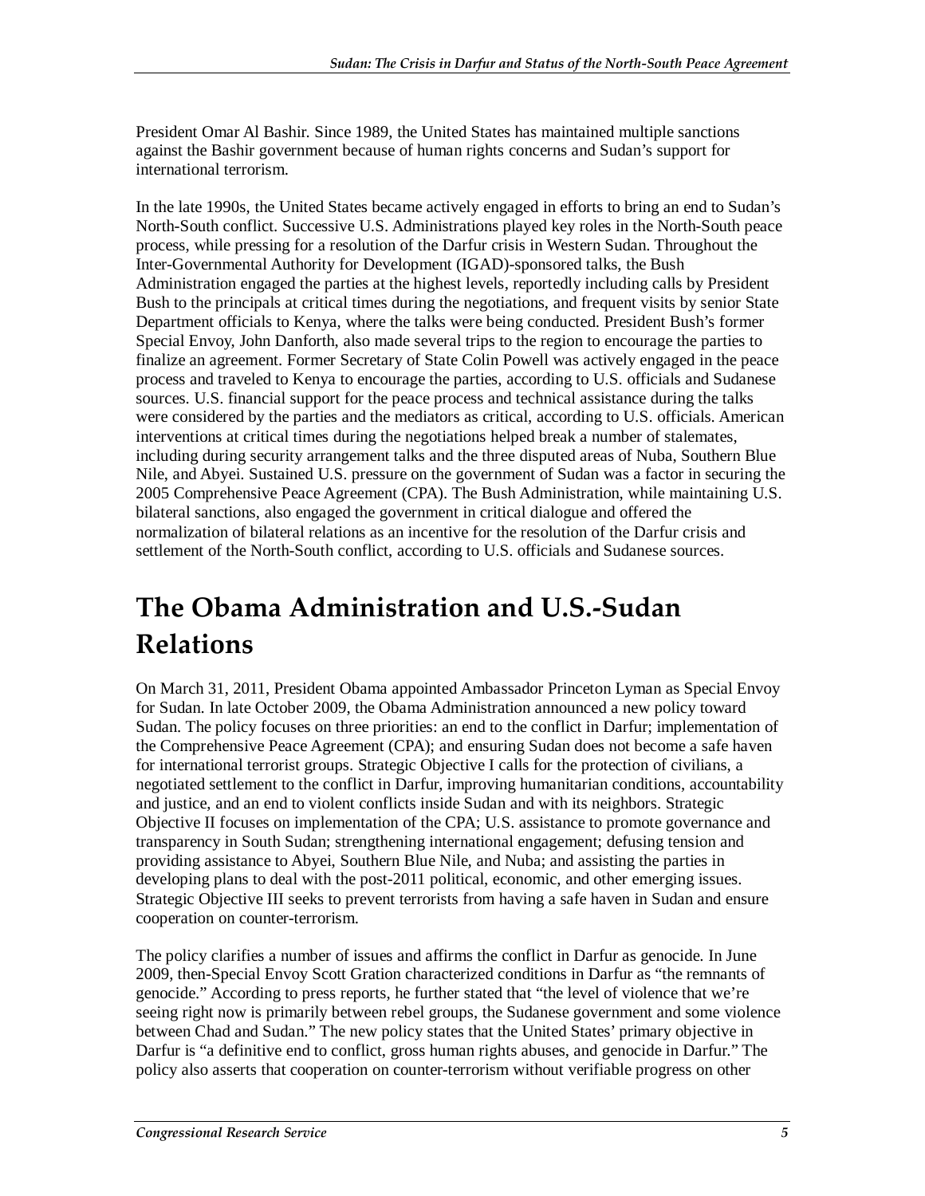President Omar Al Bashir. Since 1989, the United States has maintained multiple sanctions against the Bashir government because of human rights concerns and Sudan's support for international terrorism.

In the late 1990s, the United States became actively engaged in efforts to bring an end to Sudan's North-South conflict. Successive U.S. Administrations played key roles in the North-South peace process, while pressing for a resolution of the Darfur crisis in Western Sudan. Throughout the Inter-Governmental Authority for Development (IGAD)-sponsored talks, the Bush Administration engaged the parties at the highest levels, reportedly including calls by President Bush to the principals at critical times during the negotiations, and frequent visits by senior State Department officials to Kenya, where the talks were being conducted. President Bush's former Special Envoy, John Danforth, also made several trips to the region to encourage the parties to finalize an agreement. Former Secretary of State Colin Powell was actively engaged in the peace process and traveled to Kenya to encourage the parties, according to U.S. officials and Sudanese sources. U.S. financial support for the peace process and technical assistance during the talks were considered by the parties and the mediators as critical, according to U.S. officials. American interventions at critical times during the negotiations helped break a number of stalemates, including during security arrangement talks and the three disputed areas of Nuba, Southern Blue Nile, and Abyei. Sustained U.S. pressure on the government of Sudan was a factor in securing the 2005 Comprehensive Peace Agreement (CPA). The Bush Administration, while maintaining U.S. bilateral sanctions, also engaged the government in critical dialogue and offered the normalization of bilateral relations as an incentive for the resolution of the Darfur crisis and settlement of the North-South conflict, according to U.S. officials and Sudanese sources.

# The Obama Administration and U.S.-Sudan Relations

On March 31, 2011, President Obama appointed Ambassador Princeton Lyman as Special Envoy for Sudan. In late October 2009, the Obama Administration announced a new policy toward Sudan. The policy focuses on three priorities: an end to the conflict in Darfur; implementation of the Comprehensive Peace Agreement (CPA); and ensuring Sudan does not become a safe haven for international terrorist groups. Strategic Objective I calls for the protection of civilians, a negotiated settlement to the conflict in Darfur, improving humanitarian conditions, accountability and justice, and an end to violent conflicts inside Sudan and with its neighbors. Strategic Objective II focuses on implementation of the CPA; U.S. assistance to promote governance and transparency in South Sudan; strengthening international engagement; defusing tension and providing assistance to Abyei, Southern Blue Nile, and Nuba; and assisting the parties in developing plans to deal with the post-2011 political, economic, and other emerging issues. Strategic Objective III seeks to prevent terrorists from having a safe haven in Sudan and ensure cooperation on counter-terrorism.

The policy clarifies a number of issues and affirms the conflict in Darfur as genocide. In June 2009, then-Special Envoy Scott Gration characterized conditions in Darfur as "the remnants of genocide." According to press reports, he further stated that "the level of violence that we're seeing right now is primarily between rebel groups, the Sudanese government and some violence between Chad and Sudan." The new policy states that the United States' primary objective in Darfur is "a definitive end to conflict, gross human rights abuses, and genocide in Darfur." The policy also asserts that cooperation on counter-terrorism without verifiable progress on other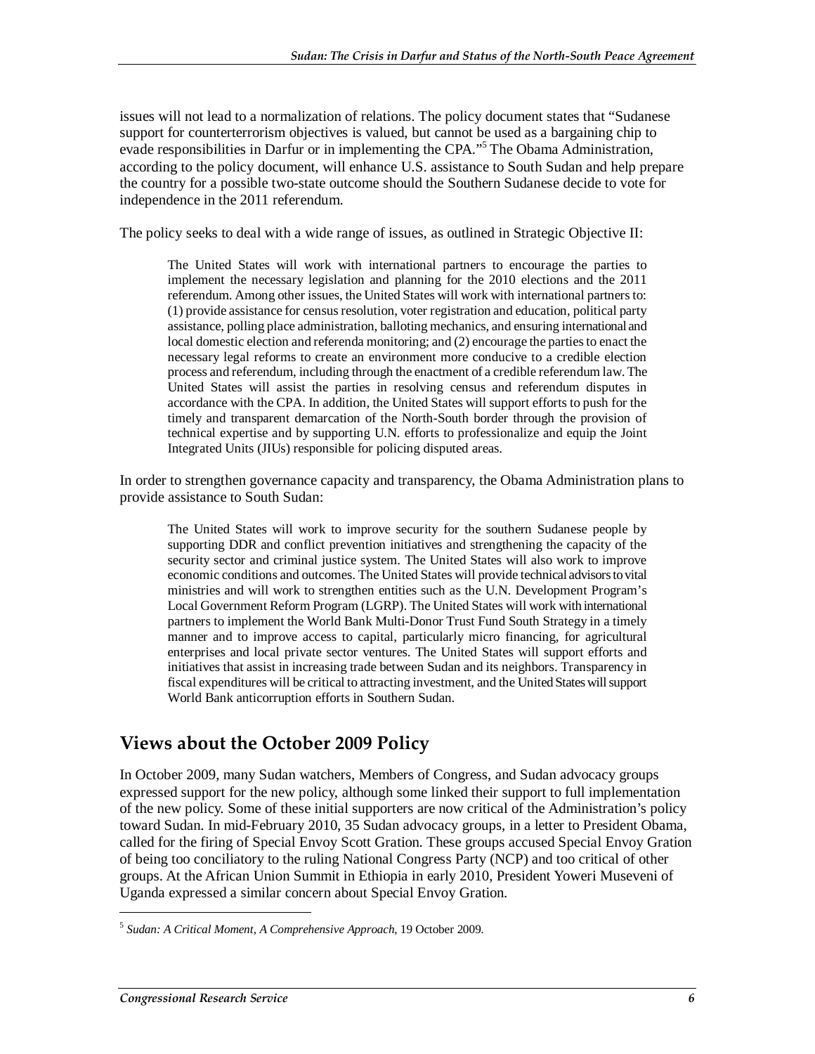issues will not lead to a normalization of relations. The policy document states that "Sudanese support for counterterrorism objectives is valued, but cannot be used as a bargaining chip to evade responsibilities in Darfur or in implementing the CPA."[5] The Obama Administration, according to the policy document, will enhance U.S. assistance to South Sudan and help prepare the country for a possible two-state outcome should the Southern Sudanese decide to vote for independence in the 2011 referendum.

The policy seeks to deal with a wide range of issues, as outlined in Strategic Objective II:

> The United States will work with international partners to encourage the parties to implement the necessary legislation and planning for the 2010 elections and the 2011 referendum. Among other issues, the United States will work with international partners to: (1) provide assistance for census resolution, voter registration and education, political party assistance, polling place administration, balloting mechanics, and ensuring international and local domestic election and referenda monitoring; and (2) encourage the parties to enact the necessary legal reforms to create an environment more conducive to a credible election process and referendum, including through the enactment of a credible referendum law. The United States will assist the parties in resolving census and referendum disputes in accordance with the CPA. In addition, the United States will support efforts to push for the timely and transparent demarcation of the North-South border through the provision of technical expertise and by supporting U.N. efforts to professionalize and equip the Joint Integrated Units (JIUs) responsible for policing disputed areas.

In order to strengthen governance capacity and transparency, the Obama Administration plans to provide assistance to South Sudan:

> The United States will work to improve security for the southern Sudanese people by supporting DDR and conflict prevention initiatives and strengthening the capacity of the security sector and criminal justice system. The United States will also work to improve economic conditions and outcomes. The United States will provide technical advisors to vital ministries and will work to strengthen entities such as the U.N. Development Program's Local Government Reform Program (LGRP). The United States will work with international partners to implement the World Bank Multi-Donor Trust Fund South Strategy in a timely manner and to improve access to capital, particularly micro financing, for agricultural enterprises and local private sector ventures. The United States will support efforts and initiatives that assist in increasing trade between Sudan and its neighbors. Transparency in fiscal expenditures will be critical to attracting investment, and the United States will support World Bank anticorruption efforts in Southern Sudan.

## Views about the October 2009 Policy

In October 2009, many Sudan watchers, Members of Congress, and Sudan advocacy groups expressed support for the new policy, although some linked their support to full implementation of the new policy. Some of these initial supporters are now critical of the Administration's policy toward Sudan. In mid-February 2010, 35 Sudan advocacy groups, in a letter to President Obama, called for the firing of Special Envoy Scott Gration. These groups accused Special Envoy Gration of being too conciliatory to the ruling National Congress Party (NCP) and too critical of other groups. At the African Union Summit in Ethiopia in early 2010, President Yoweri Museveni of Uganda expressed a similar concern about Special Envoy Gration.

---

[5] *Sudan: A Critical Moment, A Comprehensive Approach*, 19 October 2009.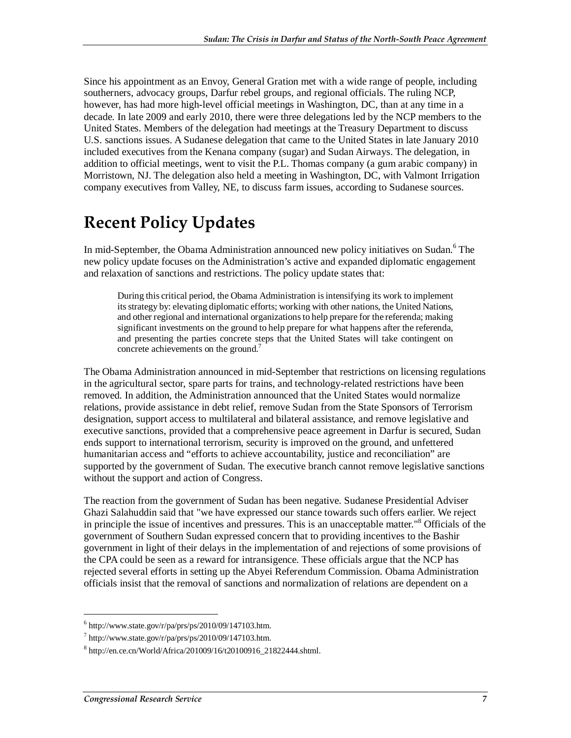Since his appointment as an Envoy, General Gration met with a wide range of people, including southerners, advocacy groups, Darfur rebel groups, and regional officials. The ruling NCP, however, has had more high-level official meetings in Washington, DC, than at any time in a decade. In late 2009 and early 2010, there were three delegations led by the NCP members to the United States. Members of the delegation had meetings at the Treasury Department to discuss U.S. sanctions issues. A Sudanese delegation that came to the United States in late January 2010 included executives from the Kenana company (sugar) and Sudan Airways. The delegation, in addition to official meetings, went to visit the P.L. Thomas company (a gum arabic company) in Morristown, NJ. The delegation also held a meeting in Washington, DC, with Valmont Irrigation company executives from Valley, NE, to discuss farm issues, according to Sudanese sources.

# Recent Policy Updates

In mid-September, the Obama Administration announced new policy initiatives on Sudan.[6] The new policy update focuses on the Administration's active and expanded diplomatic engagement and relaxation of sanctions and restrictions. The policy update states that:

> During this critical period, the Obama Administration is intensifying its work to implement its strategy by: elevating diplomatic efforts; working with other nations, the United Nations, and other regional and international organizations to help prepare for the referenda; making significant investments on the ground to help prepare for what happens after the referenda, and presenting the parties concrete steps that the United States will take contingent on concrete achievements on the ground.[7]

The Obama Administration announced in mid-September that restrictions on licensing regulations in the agricultural sector, spare parts for trains, and technology-related restrictions have been removed. In addition, the Administration announced that the United States would normalize relations, provide assistance in debt relief, remove Sudan from the State Sponsors of Terrorism designation, support access to multilateral and bilateral assistance, and remove legislative and executive sanctions, provided that a comprehensive peace agreement in Darfur is secured, Sudan ends support to international terrorism, security is improved on the ground, and unfettered humanitarian access and "efforts to achieve accountability, justice and reconciliation" are supported by the government of Sudan. The executive branch cannot remove legislative sanctions without the support and action of Congress.

The reaction from the government of Sudan has been negative. Sudanese Presidential Adviser Ghazi Salahuddin said that "we have expressed our stance towards such offers earlier. We reject in principle the issue of incentives and pressures. This is an unacceptable matter."[8] Officials of the government of Southern Sudan expressed concern that to providing incentives to the Bashir government in light of their delays in the implementation of and rejections of some provisions of the CPA could be seen as a reward for intransigence. These officials argue that the NCP has rejected several efforts in setting up the Abyei Referendum Commission. Obama Administration officials insist that the removal of sanctions and normalization of relations are dependent on a

---

[6] http://www.state.gov/r/pa/prs/ps/2010/09/147103.htm.

[7] http://www.state.gov/r/pa/prs/ps/2010/09/147103.htm.

[8] http://en.ce.cn/World/Africa/201009/16/t20100916_21822444.shtml.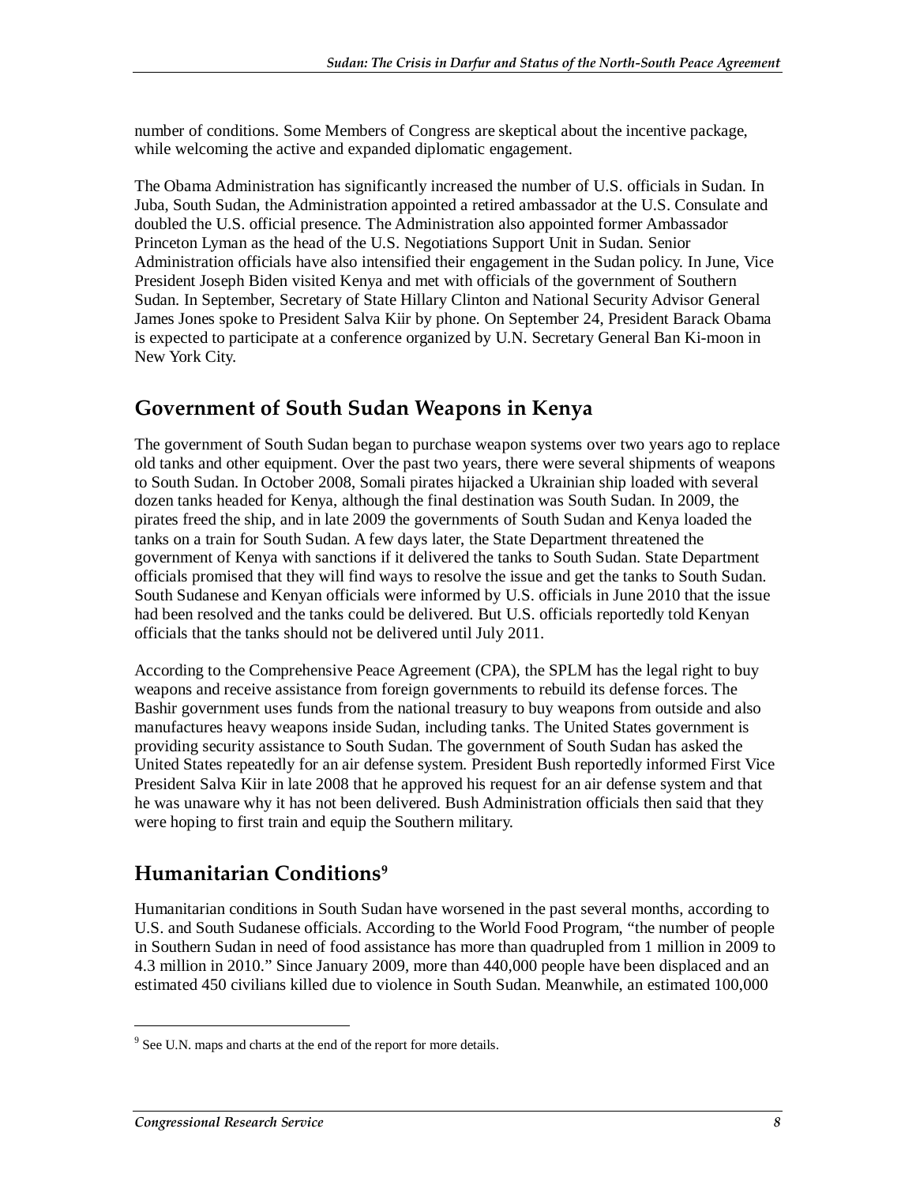number of conditions. Some Members of Congress are skeptical about the incentive package, while welcoming the active and expanded diplomatic engagement.

The Obama Administration has significantly increased the number of U.S. officials in Sudan. In Juba, South Sudan, the Administration appointed a retired ambassador at the U.S. Consulate and doubled the U.S. official presence. The Administration also appointed former Ambassador Princeton Lyman as the head of the U.S. Negotiations Support Unit in Sudan. Senior Administration officials have also intensified their engagement in the Sudan policy. In June, Vice President Joseph Biden visited Kenya and met with officials of the government of Southern Sudan. In September, Secretary of State Hillary Clinton and National Security Advisor General James Jones spoke to President Salva Kiir by phone. On September 24, President Barack Obama is expected to participate at a conference organized by U.N. Secretary General Ban Ki-moon in New York City.

## Government of South Sudan Weapons in Kenya

The government of South Sudan began to purchase weapon systems over two years ago to replace old tanks and other equipment. Over the past two years, there were several shipments of weapons to South Sudan. In October 2008, Somali pirates hijacked a Ukrainian ship loaded with several dozen tanks headed for Kenya, although the final destination was South Sudan. In 2009, the pirates freed the ship, and in late 2009 the governments of South Sudan and Kenya loaded the tanks on a train for South Sudan. A few days later, the State Department threatened the government of Kenya with sanctions if it delivered the tanks to South Sudan. State Department officials promised that they will find ways to resolve the issue and get the tanks to South Sudan. South Sudanese and Kenyan officials were informed by U.S. officials in June 2010 that the issue had been resolved and the tanks could be delivered. But U.S. officials reportedly told Kenyan officials that the tanks should not be delivered until July 2011.

According to the Comprehensive Peace Agreement (CPA), the SPLM has the legal right to buy weapons and receive assistance from foreign governments to rebuild its defense forces. The Bashir government uses funds from the national treasury to buy weapons from outside and also manufactures heavy weapons inside Sudan, including tanks. The United States government is providing security assistance to South Sudan. The government of South Sudan has asked the United States repeatedly for an air defense system. President Bush reportedly informed First Vice President Salva Kiir in late 2008 that he approved his request for an air defense system and that he was unaware why it has not been delivered. Bush Administration officials then said that they were hoping to first train and equip the Southern military.

## Humanitarian Conditions[9]

Humanitarian conditions in South Sudan have worsened in the past several months, according to U.S. and South Sudanese officials. According to the World Food Program, "the number of people in Southern Sudan in need of food assistance has more than quadrupled from 1 million in 2009 to 4.3 million in 2010." Since January 2009, more than 440,000 people have been displaced and an estimated 450 civilians killed due to violence in South Sudan. Meanwhile, an estimated 100,000

[9] See U.N. maps and charts at the end of the report for more details.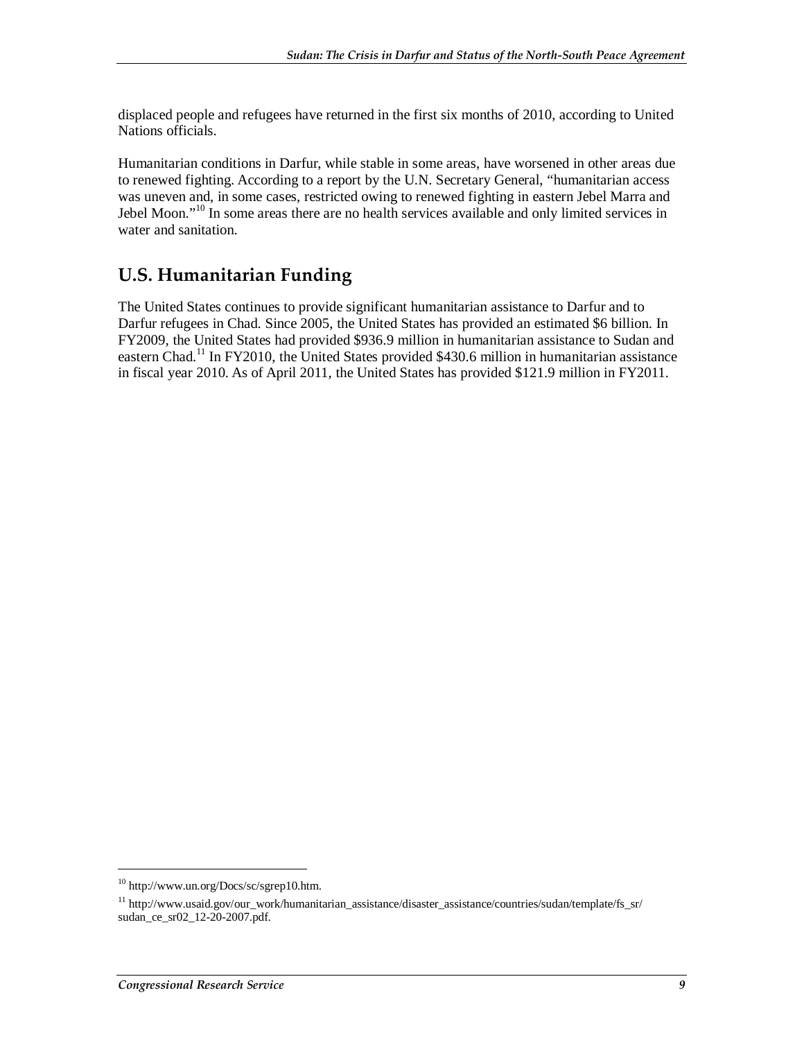displaced people and refugees have returned in the first six months of 2010, according to United Nations officials.

Humanitarian conditions in Darfur, while stable in some areas, have worsened in other areas due to renewed fighting. According to a report by the U.N. Secretary General, "humanitarian access was uneven and, in some cases, restricted owing to renewed fighting in eastern Jebel Marra and Jebel Moon."[10] In some areas there are no health services available and only limited services in water and sanitation.

## U.S. Humanitarian Funding

The United States continues to provide significant humanitarian assistance to Darfur and to Darfur refugees in Chad. Since 2005, the United States has provided an estimated $6 billion. In FY2009, the United States had provided $936.9 million in humanitarian assistance to Sudan and eastern Chad.[11] In FY2010, the United States provided $430.6 million in humanitarian assistance in fiscal year 2010. As of April 2011, the United States has provided $121.9 million in FY2011.

---

[10] http://www.un.org/Docs/sc/sgrep10.htm.

[11] http://www.usaid.gov/our_work/humanitarian_assistance/disaster_assistance/countries/sudan/template/fs_sr/sudan_ce_sr02_12-20-2007.pdf.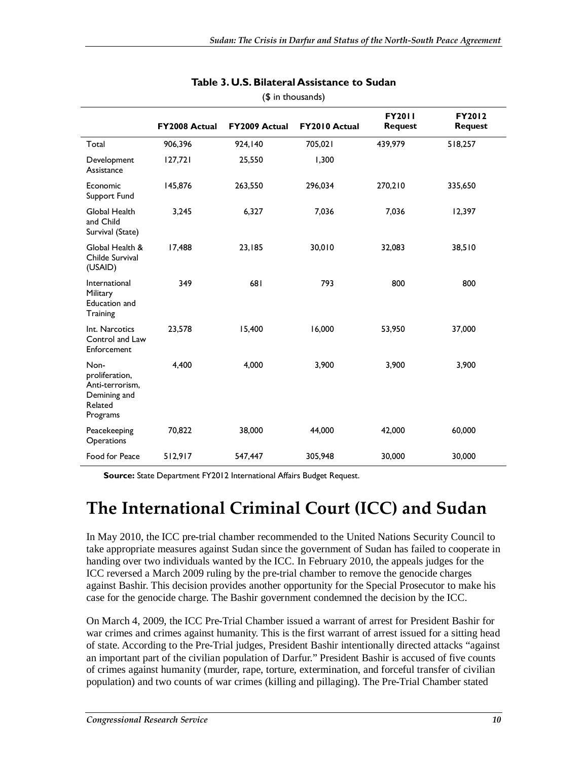**Table 3. U.S. Bilateral Assistance to Sudan**

($ in thousands)

| | FY2008 Actual | FY2009 Actual | FY2010 Actual | FY2011 Request | FY2012 Request |
|---|---|---|---|---|---|
| Total | 906,396 | 924,140 | 705,021 | 439,979 | 518,257 |
| Development Assistance | 127,721 | 25,550 | 1,300 | | |
| Economic Support Fund | 145,876 | 263,550 | 296,034 | 270,210 | 335,650 |
| Global Health and Child Survival (State) | 3,245 | 6,327 | 7,036 | 7,036 | 12,397 |
| Global Health & Childe Survival (USAID) | 17,488 | 23,185 | 30,010 | 32,083 | 38,510 |
| International Military Education and Training | 349 | 681 | 793 | 800 | 800 |
| Int. Narcotics Control and Law Enforcement | 23,578 | 15,400 | 16,000 | 53,950 | 37,000 |
| Non-proliferation, Anti-terrorism, Demining and Related Programs | 4,400 | 4,000 | 3,900 | 3,900 | 3,900 |
| Peacekeeping Operations | 70,822 | 38,000 | 44,000 | 42,000 | 60,000 |
| Food for Peace | 512,917 | 547,447 | 305,948 | 30,000 | 30,000 |

**Source:** State Department FY2012 International Affairs Budget Request.

# The International Criminal Court (ICC) and Sudan

In May 2010, the ICC pre-trial chamber recommended to the United Nations Security Council to take appropriate measures against Sudan since the government of Sudan has failed to cooperate in handing over two individuals wanted by the ICC. In February 2010, the appeals judges for the ICC reversed a March 2009 ruling by the pre-trial chamber to remove the genocide charges against Bashir. This decision provides another opportunity for the Special Prosecutor to make his case for the genocide charge. The Bashir government condemned the decision by the ICC.

On March 4, 2009, the ICC Pre-Trial Chamber issued a warrant of arrest for President Bashir for war crimes and crimes against humanity. This is the first warrant of arrest issued for a sitting head of state. According to the Pre-Trial judges, President Bashir intentionally directed attacks "against an important part of the civilian population of Darfur." President Bashir is accused of five counts of crimes against humanity (murder, rape, torture, extermination, and forceful transfer of civilian population) and two counts of war crimes (killing and pillaging). The Pre-Trial Chamber stated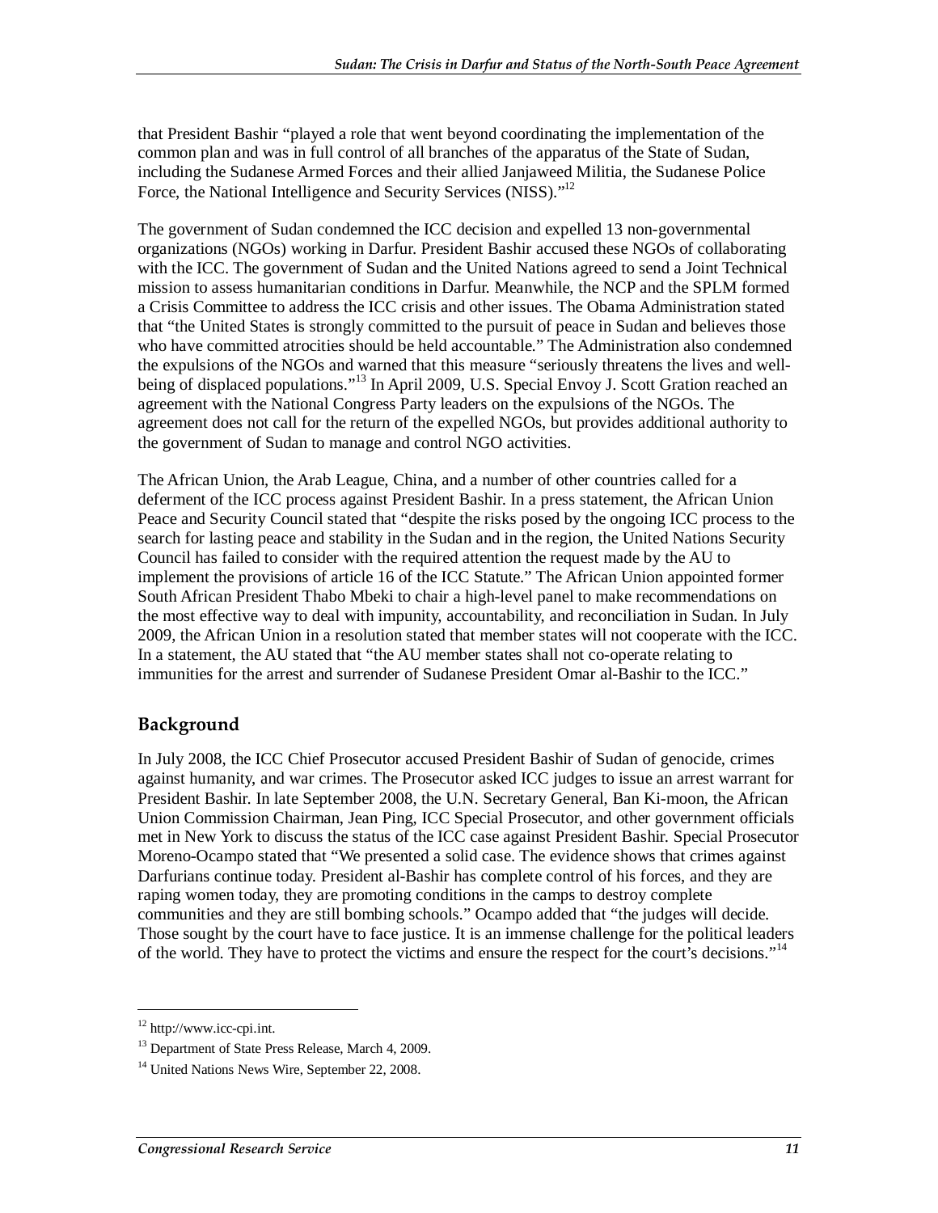that President Bashir "played a role that went beyond coordinating the implementation of the common plan and was in full control of all branches of the apparatus of the State of Sudan, including the Sudanese Armed Forces and their allied Janjaweed Militia, the Sudanese Police Force, the National Intelligence and Security Services (NISS)."[12]

The government of Sudan condemned the ICC decision and expelled 13 non-governmental organizations (NGOs) working in Darfur. President Bashir accused these NGOs of collaborating with the ICC. The government of Sudan and the United Nations agreed to send a Joint Technical mission to assess humanitarian conditions in Darfur. Meanwhile, the NCP and the SPLM formed a Crisis Committee to address the ICC crisis and other issues. The Obama Administration stated that "the United States is strongly committed to the pursuit of peace in Sudan and believes those who have committed atrocities should be held accountable." The Administration also condemned the expulsions of the NGOs and warned that this measure "seriously threatens the lives and well-being of displaced populations."[13] In April 2009, U.S. Special Envoy J. Scott Gration reached an agreement with the National Congress Party leaders on the expulsions of the NGOs. The agreement does not call for the return of the expelled NGOs, but provides additional authority to the government of Sudan to manage and control NGO activities.

The African Union, the Arab League, China, and a number of other countries called for a deferment of the ICC process against President Bashir. In a press statement, the African Union Peace and Security Council stated that "despite the risks posed by the ongoing ICC process to the search for lasting peace and stability in the Sudan and in the region, the United Nations Security Council has failed to consider with the required attention the request made by the AU to implement the provisions of article 16 of the ICC Statute." The African Union appointed former South African President Thabo Mbeki to chair a high-level panel to make recommendations on the most effective way to deal with impunity, accountability, and reconciliation in Sudan. In July 2009, the African Union in a resolution stated that member states will not cooperate with the ICC. In a statement, the AU stated that "the AU member states shall not co-operate relating to immunities for the arrest and surrender of Sudanese President Omar al-Bashir to the ICC."

## Background

In July 2008, the ICC Chief Prosecutor accused President Bashir of Sudan of genocide, crimes against humanity, and war crimes. The Prosecutor asked ICC judges to issue an arrest warrant for President Bashir. In late September 2008, the U.N. Secretary General, Ban Ki-moon, the African Union Commission Chairman, Jean Ping, ICC Special Prosecutor, and other government officials met in New York to discuss the status of the ICC case against President Bashir. Special Prosecutor Moreno-Ocampo stated that "We presented a solid case. The evidence shows that crimes against Darfurians continue today. President al-Bashir has complete control of his forces, and they are raping women today, they are promoting conditions in the camps to destroy complete communities and they are still bombing schools." Ocampo added that "the judges will decide. Those sought by the court have to face justice. It is an immense challenge for the political leaders of the world. They have to protect the victims and ensure the respect for the court's decisions."[14]

---

[12] http://www.icc-cpi.int.

[13] Department of State Press Release, March 4, 2009.

[14] United Nations News Wire, September 22, 2008.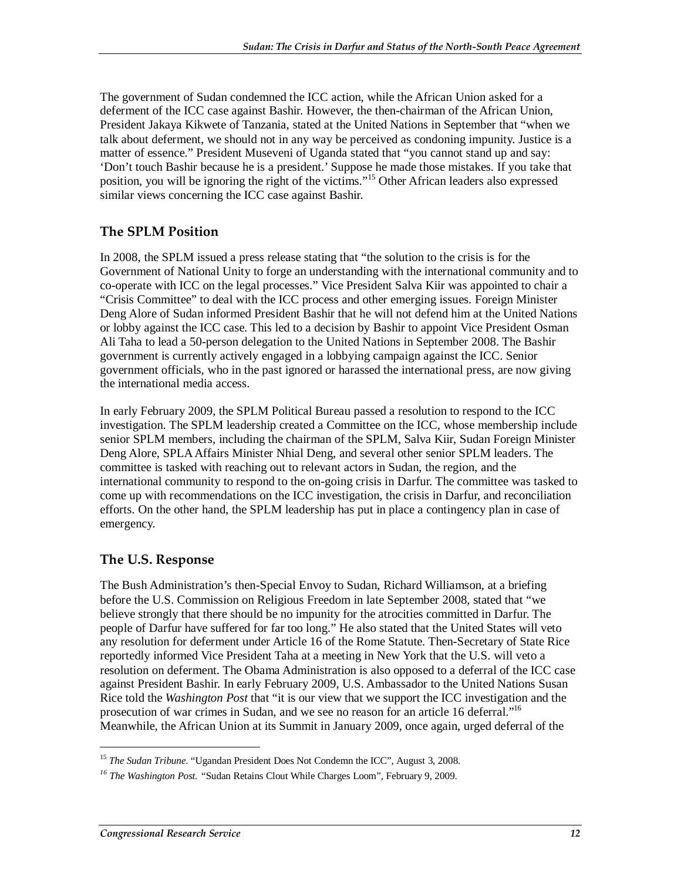The government of Sudan condemned the ICC action, while the African Union asked for a deferment of the ICC case against Bashir. However, the then-chairman of the African Union, President Jakaya Kikwete of Tanzania, stated at the United Nations in September that "when we talk about deferment, we should not in any way be perceived as condoning impunity. Justice is a matter of essence." President Museveni of Uganda stated that "you cannot stand up and say: 'Don't touch Bashir because he is a president.' Suppose he made those mistakes. If you take that position, you will be ignoring the right of the victims."[15] Other African leaders also expressed similar views concerning the ICC case against Bashir.

## The SPLM Position

In 2008, the SPLM issued a press release stating that "the solution to the crisis is for the Government of National Unity to forge an understanding with the international community and to co-operate with ICC on the legal processes." Vice President Salva Kiir was appointed to chair a "Crisis Committee" to deal with the ICC process and other emerging issues. Foreign Minister Deng Alore of Sudan informed President Bashir that he will not defend him at the United Nations or lobby against the ICC case. This led to a decision by Bashir to appoint Vice President Osman Ali Taha to lead a 50-person delegation to the United Nations in September 2008. The Bashir government is currently actively engaged in a lobbying campaign against the ICC. Senior government officials, who in the past ignored or harassed the international press, are now giving the international media access.

In early February 2009, the SPLM Political Bureau passed a resolution to respond to the ICC investigation. The SPLM leadership created a Committee on the ICC, whose membership include senior SPLM members, including the chairman of the SPLM, Salva Kiir, Sudan Foreign Minister Deng Alore, SPLA Affairs Minister Nhial Deng, and several other senior SPLM leaders. The committee is tasked with reaching out to relevant actors in Sudan, the region, and the international community to respond to the on-going crisis in Darfur. The committee was tasked to come up with recommendations on the ICC investigation, the crisis in Darfur, and reconciliation efforts. On the other hand, the SPLM leadership has put in place a contingency plan in case of emergency.

## The U.S. Response

The Bush Administration's then-Special Envoy to Sudan, Richard Williamson, at a briefing before the U.S. Commission on Religious Freedom in late September 2008, stated that "we believe strongly that there should be no impunity for the atrocities committed in Darfur. The people of Darfur have suffered for far too long." He also stated that the United States will veto any resolution for deferment under Article 16 of the Rome Statute. Then-Secretary of State Rice reportedly informed Vice President Taha at a meeting in New York that the U.S. will veto a resolution on deferment. The Obama Administration is also opposed to a deferral of the ICC case against President Bashir. In early February 2009, U.S. Ambassador to the United Nations Susan Rice told the *Washington Post* that "it is our view that we support the ICC investigation and the prosecution of war crimes in Sudan, and we see no reason for an article 16 deferral."[16] Meanwhile, the African Union at its Summit in January 2009, once again, urged deferral of the

---

[15] *The Sudan Tribune*. "Ugandan President Does Not Condemn the ICC", August 3, 2008.

[16] *The Washington Post*. "Sudan Retains Clout While Charges Loom", February 9, 2009.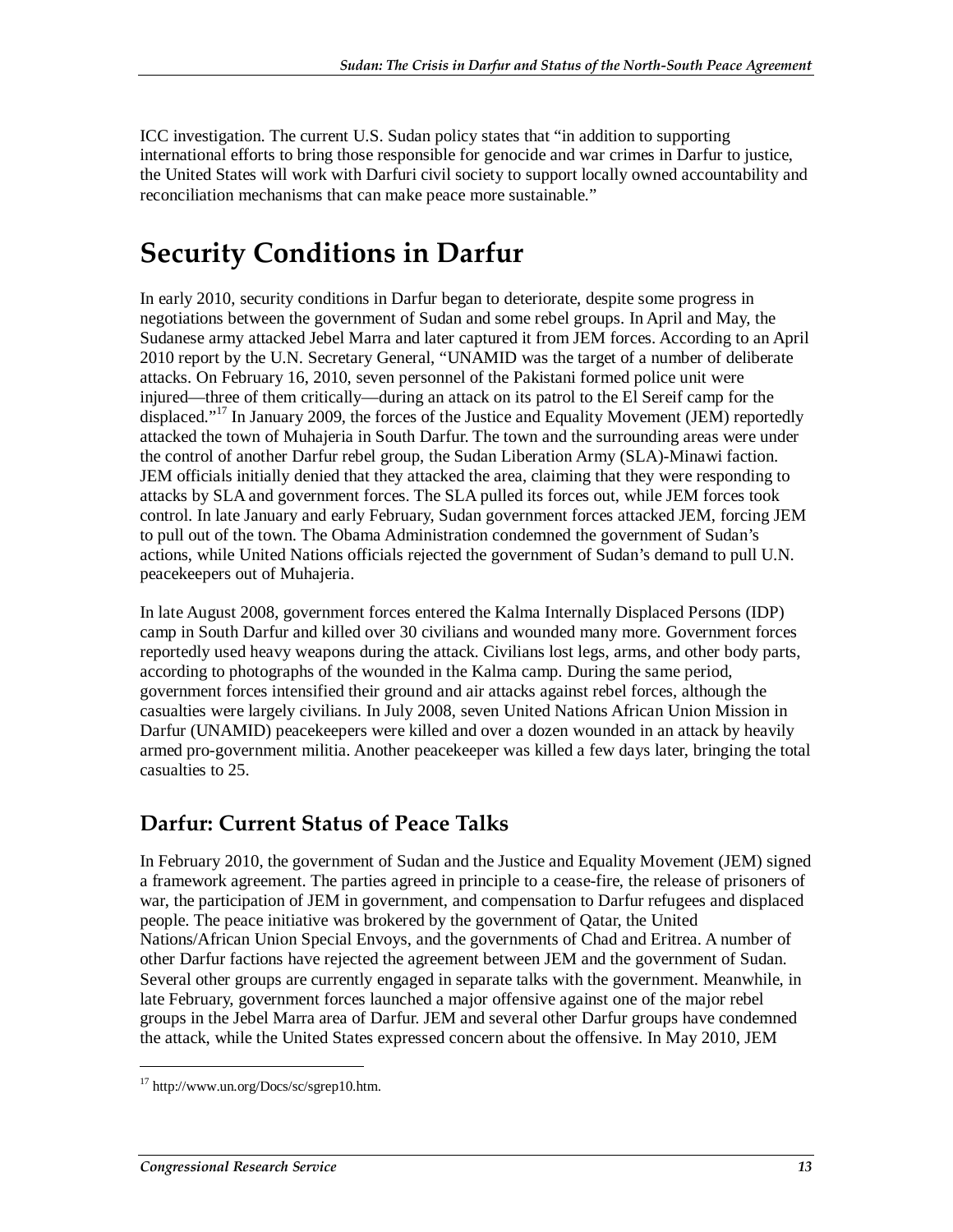ICC investigation. The current U.S. Sudan policy states that "in addition to supporting international efforts to bring those responsible for genocide and war crimes in Darfur to justice, the United States will work with Darfuri civil society to support locally owned accountability and reconciliation mechanisms that can make peace more sustainable."

# Security Conditions in Darfur

In early 2010, security conditions in Darfur began to deteriorate, despite some progress in negotiations between the government of Sudan and some rebel groups. In April and May, the Sudanese army attacked Jebel Marra and later captured it from JEM forces. According to an April 2010 report by the U.N. Secretary General, "UNAMID was the target of a number of deliberate attacks. On February 16, 2010, seven personnel of the Pakistani formed police unit were injured—three of them critically—during an attack on its patrol to the El Sereif camp for the displaced."[17] In January 2009, the forces of the Justice and Equality Movement (JEM) reportedly attacked the town of Muhajeria in South Darfur. The town and the surrounding areas were under the control of another Darfur rebel group, the Sudan Liberation Army (SLA)-Minawi faction. JEM officials initially denied that they attacked the area, claiming that they were responding to attacks by SLA and government forces. The SLA pulled its forces out, while JEM forces took control. In late January and early February, Sudan government forces attacked JEM, forcing JEM to pull out of the town. The Obama Administration condemned the government of Sudan's actions, while United Nations officials rejected the government of Sudan's demand to pull U.N. peacekeepers out of Muhajeria.

In late August 2008, government forces entered the Kalma Internally Displaced Persons (IDP) camp in South Darfur and killed over 30 civilians and wounded many more. Government forces reportedly used heavy weapons during the attack. Civilians lost legs, arms, and other body parts, according to photographs of the wounded in the Kalma camp. During the same period, government forces intensified their ground and air attacks against rebel forces, although the casualties were largely civilians. In July 2008, seven United Nations African Union Mission in Darfur (UNAMID) peacekeepers were killed and over a dozen wounded in an attack by heavily armed pro-government militia. Another peacekeeper was killed a few days later, bringing the total casualties to 25.

## Darfur: Current Status of Peace Talks

In February 2010, the government of Sudan and the Justice and Equality Movement (JEM) signed a framework agreement. The parties agreed in principle to a cease-fire, the release of prisoners of war, the participation of JEM in government, and compensation to Darfur refugees and displaced people. The peace initiative was brokered by the government of Qatar, the United Nations/African Union Special Envoys, and the governments of Chad and Eritrea. A number of other Darfur factions have rejected the agreement between JEM and the government of Sudan. Several other groups are currently engaged in separate talks with the government. Meanwhile, in late February, government forces launched a major offensive against one of the major rebel groups in the Jebel Marra area of Darfur. JEM and several other Darfur groups have condemned the attack, while the United States expressed concern about the offensive. In May 2010, JEM

[17] http://www.un.org/Docs/sc/sgrep10.htm.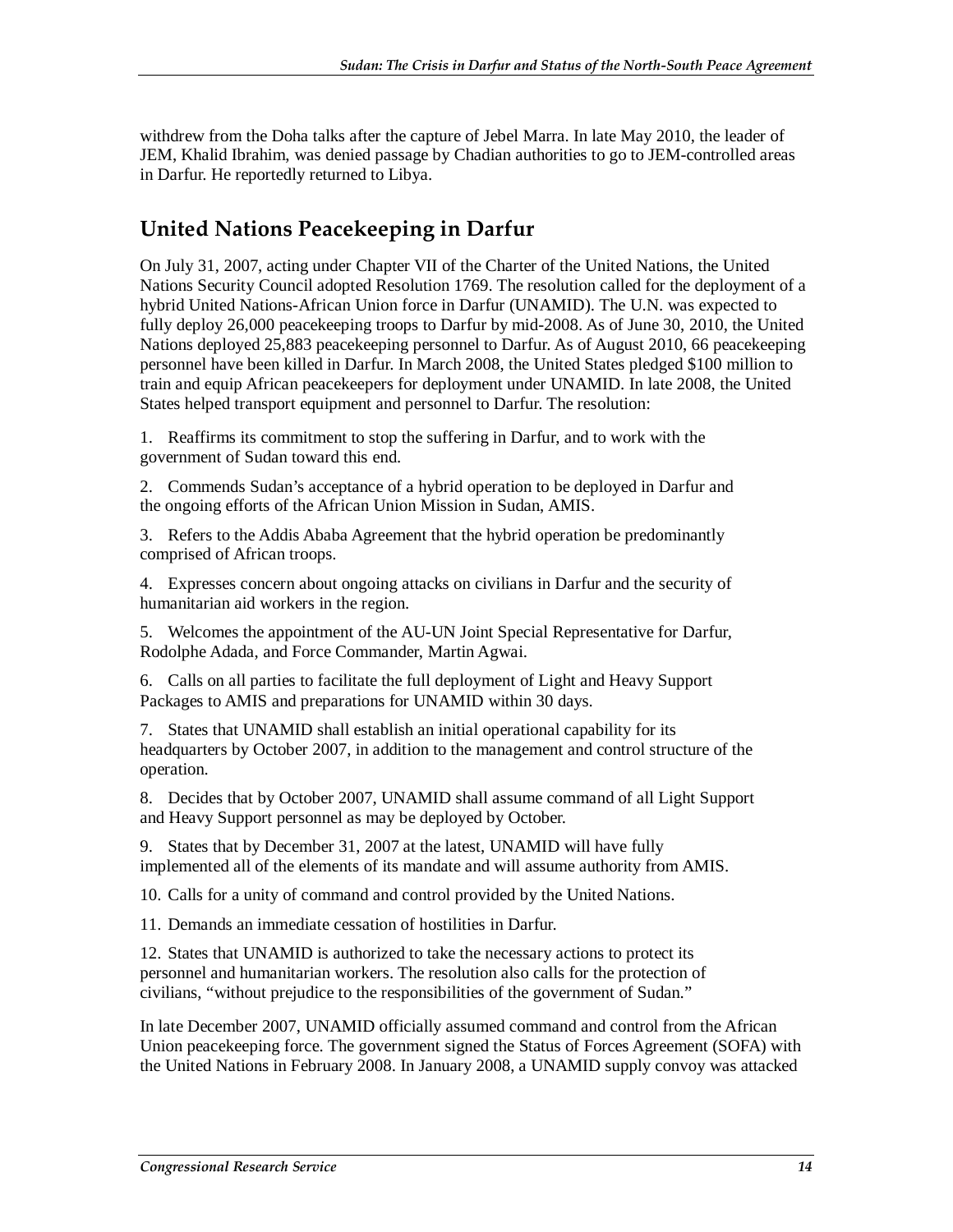withdrew from the Doha talks after the capture of Jebel Marra. In late May 2010, the leader of JEM, Khalid Ibrahim, was denied passage by Chadian authorities to go to JEM-controlled areas in Darfur. He reportedly returned to Libya.

## United Nations Peacekeeping in Darfur

On July 31, 2007, acting under Chapter VII of the Charter of the United Nations, the United Nations Security Council adopted Resolution 1769. The resolution called for the deployment of a hybrid United Nations-African Union force in Darfur (UNAMID). The U.N. was expected to fully deploy 26,000 peacekeeping troops to Darfur by mid-2008. As of June 30, 2010, the United Nations deployed 25,883 peacekeeping personnel to Darfur. As of August 2010, 66 peacekeeping personnel have been killed in Darfur. In March 2008, the United States pledged $100 million to train and equip African peacekeepers for deployment under UNAMID. In late 2008, the United States helped transport equipment and personnel to Darfur. The resolution:

1. Reaffirms its commitment to stop the suffering in Darfur, and to work with the government of Sudan toward this end.

2. Commends Sudan's acceptance of a hybrid operation to be deployed in Darfur and the ongoing efforts of the African Union Mission in Sudan, AMIS.

3. Refers to the Addis Ababa Agreement that the hybrid operation be predominantly comprised of African troops.

4. Expresses concern about ongoing attacks on civilians in Darfur and the security of humanitarian aid workers in the region.

5. Welcomes the appointment of the AU-UN Joint Special Representative for Darfur, Rodolphe Adada, and Force Commander, Martin Agwai.

6. Calls on all parties to facilitate the full deployment of Light and Heavy Support Packages to AMIS and preparations for UNAMID within 30 days.

7. States that UNAMID shall establish an initial operational capability for its headquarters by October 2007, in addition to the management and control structure of the operation.

8. Decides that by October 2007, UNAMID shall assume command of all Light Support and Heavy Support personnel as may be deployed by October.

9. States that by December 31, 2007 at the latest, UNAMID will have fully implemented all of the elements of its mandate and will assume authority from AMIS.

10. Calls for a unity of command and control provided by the United Nations.

11. Demands an immediate cessation of hostilities in Darfur.

12. States that UNAMID is authorized to take the necessary actions to protect its personnel and humanitarian workers. The resolution also calls for the protection of civilians, "without prejudice to the responsibilities of the government of Sudan."

In late December 2007, UNAMID officially assumed command and control from the African Union peacekeeping force. The government signed the Status of Forces Agreement (SOFA) with the United Nations in February 2008. In January 2008, a UNAMID supply convoy was attacked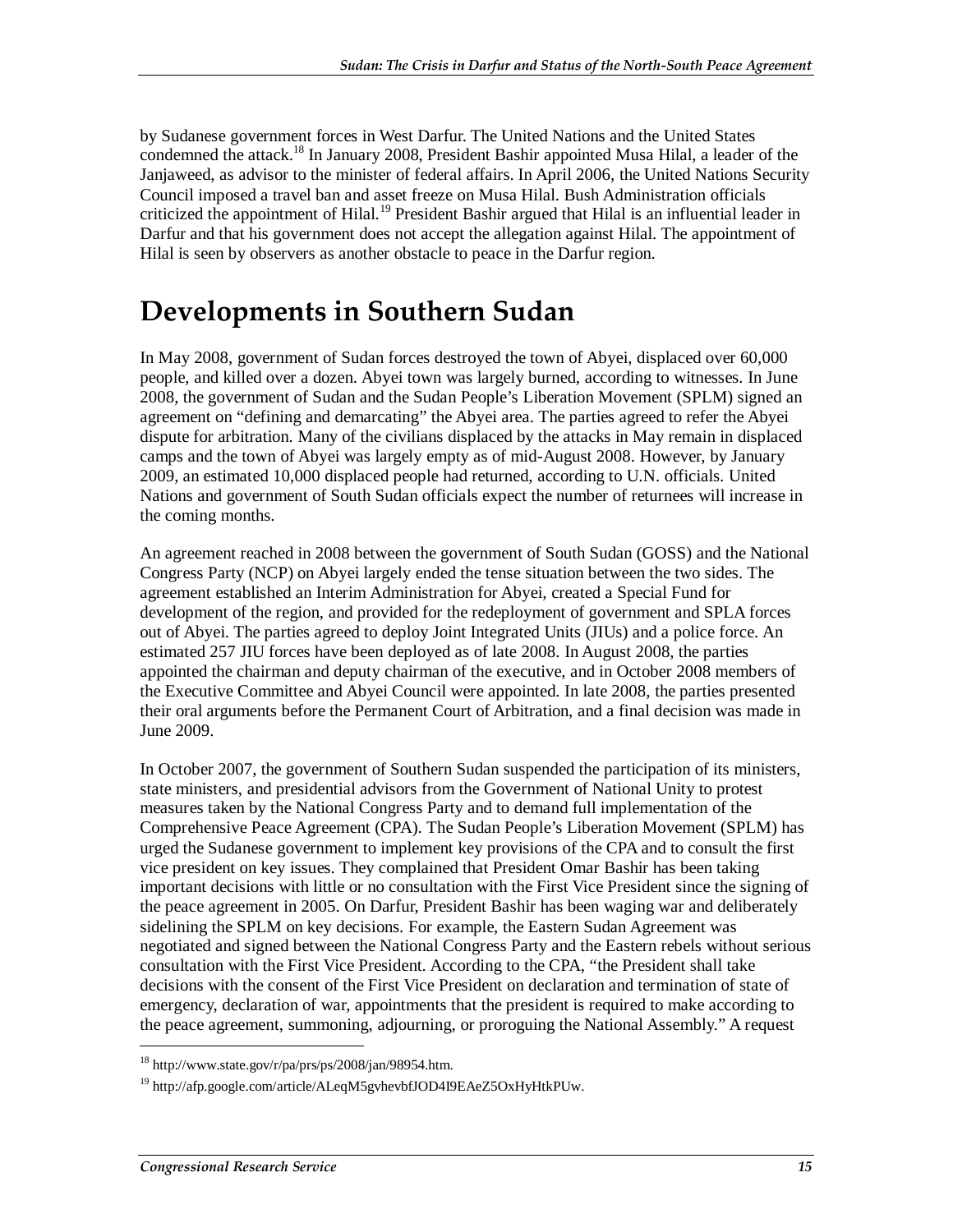by Sudanese government forces in West Darfur. The United Nations and the United States condemned the attack.[18] In January 2008, President Bashir appointed Musa Hilal, a leader of the Janjaweed, as advisor to the minister of federal affairs. In April 2006, the United Nations Security Council imposed a travel ban and asset freeze on Musa Hilal. Bush Administration officials criticized the appointment of Hilal.[19] President Bashir argued that Hilal is an influential leader in Darfur and that his government does not accept the allegation against Hilal. The appointment of Hilal is seen by observers as another obstacle to peace in the Darfur region.

# Developments in Southern Sudan

In May 2008, government of Sudan forces destroyed the town of Abyei, displaced over 60,000 people, and killed over a dozen. Abyei town was largely burned, according to witnesses. In June 2008, the government of Sudan and the Sudan People's Liberation Movement (SPLM) signed an agreement on "defining and demarcating" the Abyei area. The parties agreed to refer the Abyei dispute for arbitration. Many of the civilians displaced by the attacks in May remain in displaced camps and the town of Abyei was largely empty as of mid-August 2008. However, by January 2009, an estimated 10,000 displaced people had returned, according to U.N. officials. United Nations and government of South Sudan officials expect the number of returnees will increase in the coming months.

An agreement reached in 2008 between the government of South Sudan (GOSS) and the National Congress Party (NCP) on Abyei largely ended the tense situation between the two sides. The agreement established an Interim Administration for Abyei, created a Special Fund for development of the region, and provided for the redeployment of government and SPLA forces out of Abyei. The parties agreed to deploy Joint Integrated Units (JIUs) and a police force. An estimated 257 JIU forces have been deployed as of late 2008. In August 2008, the parties appointed the chairman and deputy chairman of the executive, and in October 2008 members of the Executive Committee and Abyei Council were appointed. In late 2008, the parties presented their oral arguments before the Permanent Court of Arbitration, and a final decision was made in June 2009.

In October 2007, the government of Southern Sudan suspended the participation of its ministers, state ministers, and presidential advisors from the Government of National Unity to protest measures taken by the National Congress Party and to demand full implementation of the Comprehensive Peace Agreement (CPA). The Sudan People's Liberation Movement (SPLM) has urged the Sudanese government to implement key provisions of the CPA and to consult the first vice president on key issues. They complained that President Omar Bashir has been taking important decisions with little or no consultation with the First Vice President since the signing of the peace agreement in 2005. On Darfur, President Bashir has been waging war and deliberately sidelining the SPLM on key decisions. For example, the Eastern Sudan Agreement was negotiated and signed between the National Congress Party and the Eastern rebels without serious consultation with the First Vice President. According to the CPA, "the President shall take decisions with the consent of the First Vice President on declaration and termination of state of emergency, declaration of war, appointments that the president is required to make according to the peace agreement, summoning, adjourning, or proroguing the National Assembly." A request

[18] http://www.state.gov/r/pa/prs/ps/2008/jan/98954.htm.

[19] http://afp.google.com/article/ALeqM5gvhevbfJOD4I9EAeZ5OxHyHtkPUw.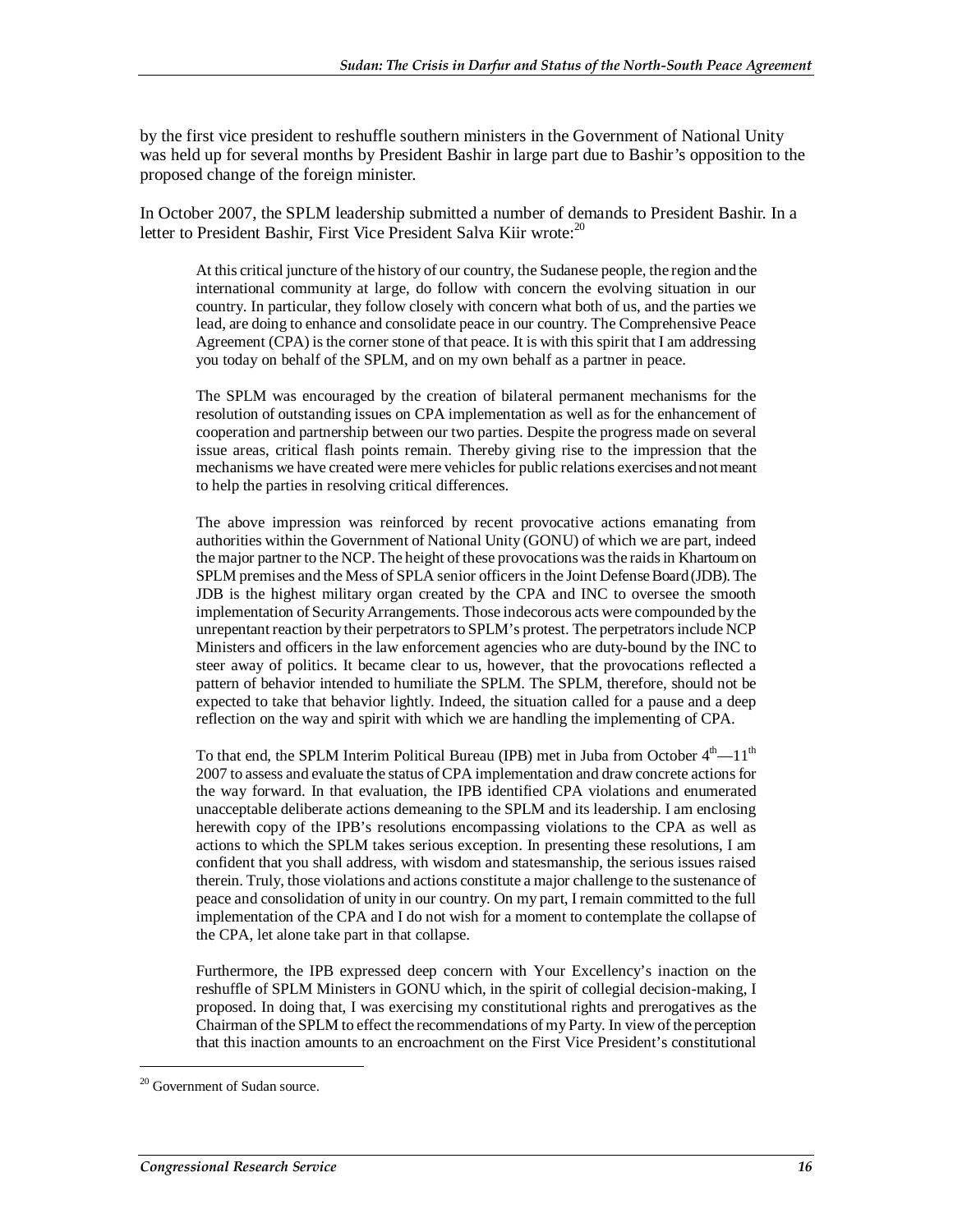by the first vice president to reshuffle southern ministers in the Government of National Unity was held up for several months by President Bashir in large part due to Bashir's opposition to the proposed change of the foreign minister.

In October 2007, the SPLM leadership submitted a number of demands to President Bashir. In a letter to President Bashir, First Vice President Salva Kiir wrote:[20]

> At this critical juncture of the history of our country, the Sudanese people, the region and the international community at large, do follow with concern the evolving situation in our country. In particular, they follow closely with concern what both of us, and the parties we lead, are doing to enhance and consolidate peace in our country. The Comprehensive Peace Agreement (CPA) is the corner stone of that peace. It is with this spirit that I am addressing you today on behalf of the SPLM, and on my own behalf as a partner in peace.
>
> The SPLM was encouraged by the creation of bilateral permanent mechanisms for the resolution of outstanding issues on CPA implementation as well as for the enhancement of cooperation and partnership between our two parties. Despite the progress made on several issue areas, critical flash points remain. Thereby giving rise to the impression that the mechanisms we have created were mere vehicles for public relations exercises and not meant to help the parties in resolving critical differences.
>
> The above impression was reinforced by recent provocative actions emanating from authorities within the Government of National Unity (GONU) of which we are part, indeed the major partner to the NCP. The height of these provocations was the raids in Khartoum on SPLM premises and the Mess of SPLA senior officers in the Joint Defense Board (JDB). The JDB is the highest military organ created by the CPA and INC to oversee the smooth implementation of Security Arrangements. Those indecorous acts were compounded by the unrepentant reaction by their perpetrators to SPLM's protest. The perpetrators include NCP Ministers and officers in the law enforcement agencies who are duty-bound by the INC to steer away of politics. It became clear to us, however, that the provocations reflected a pattern of behavior intended to humiliate the SPLM. The SPLM, therefore, should not be expected to take that behavior lightly. Indeed, the situation called for a pause and a deep reflection on the way and spirit with which we are handling the implementing of CPA.
>
> To that end, the SPLM Interim Political Bureau (IPB) met in Juba from October 4th—11th 2007 to assess and evaluate the status of CPA implementation and draw concrete actions for the way forward. In that evaluation, the IPB identified CPA violations and enumerated unacceptable deliberate actions demeaning to the SPLM and its leadership. I am enclosing herewith copy of the IPB's resolutions encompassing violations to the CPA as well as actions to which the SPLM takes serious exception. In presenting these resolutions, I am confident that you shall address, with wisdom and statesmanship, the serious issues raised therein. Truly, those violations and actions constitute a major challenge to the sustenance of peace and consolidation of unity in our country. On my part, I remain committed to the full implementation of the CPA and I do not wish for a moment to contemplate the collapse of the CPA, let alone take part in that collapse.
>
> Furthermore, the IPB expressed deep concern with Your Excellency's inaction on the reshuffle of SPLM Ministers in GONU which, in the spirit of collegial decision-making, I proposed. In doing that, I was exercising my constitutional rights and prerogatives as the Chairman of the SPLM to effect the recommendations of my Party. In view of the perception that this inaction amounts to an encroachment on the First Vice President's constitutional

[20] Government of Sudan source.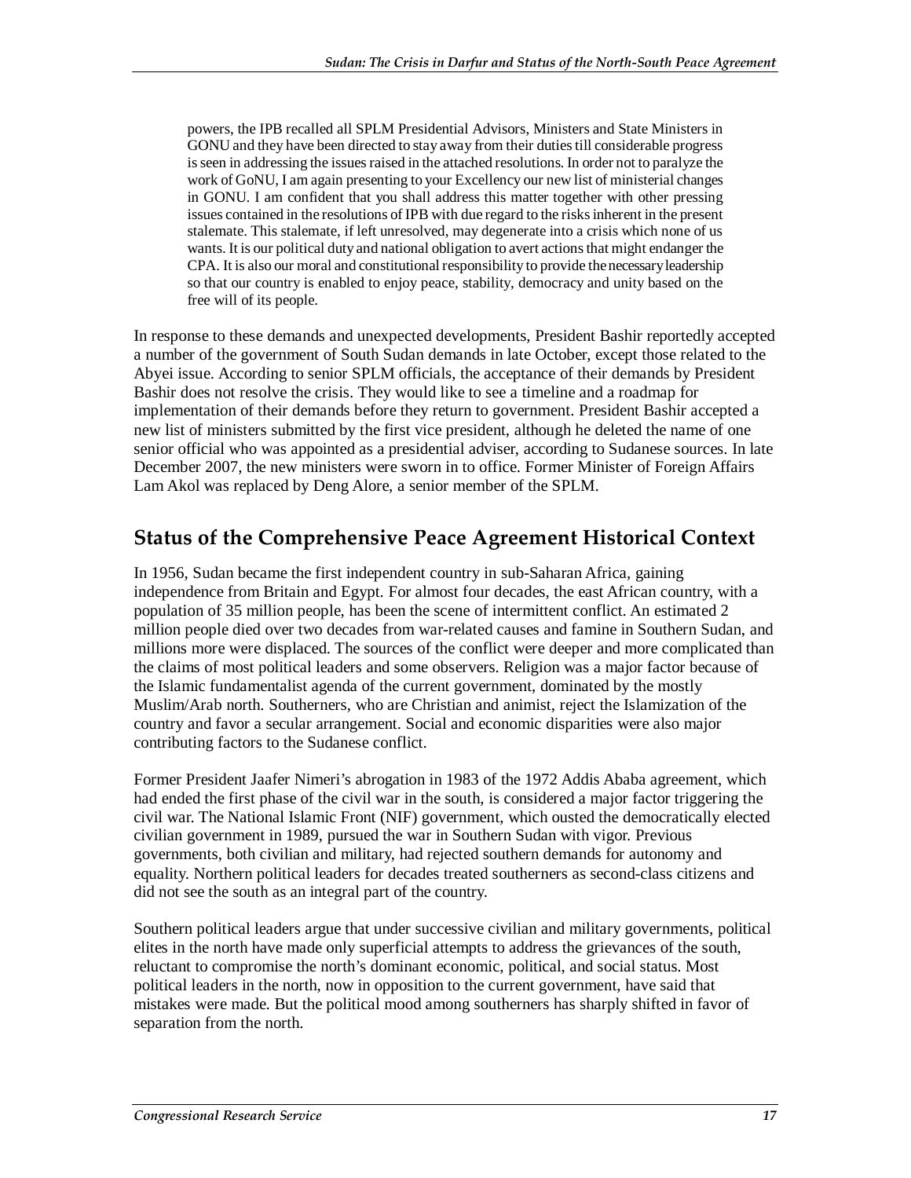> powers, the IPB recalled all SPLM Presidential Advisors, Ministers and State Ministers in GONU and they have been directed to stay away from their duties till considerable progress is seen in addressing the issues raised in the attached resolutions. In order not to paralyze the work of GoNU, I am again presenting to your Excellency our new list of ministerial changes in GONU. I am confident that you shall address this matter together with other pressing issues contained in the resolutions of IPB with due regard to the risks inherent in the present stalemate. This stalemate, if left unresolved, may degenerate into a crisis which none of us wants. It is our political duty and national obligation to avert actions that might endanger the CPA. It is also our moral and constitutional responsibility to provide the necessary leadership so that our country is enabled to enjoy peace, stability, democracy and unity based on the free will of its people.

In response to these demands and unexpected developments, President Bashir reportedly accepted a number of the government of South Sudan demands in late October, except those related to the Abyei issue. According to senior SPLM officials, the acceptance of their demands by President Bashir does not resolve the crisis. They would like to see a timeline and a roadmap for implementation of their demands before they return to government. President Bashir accepted a new list of ministers submitted by the first vice president, although he deleted the name of one senior official who was appointed as a presidential adviser, according to Sudanese sources. In late December 2007, the new ministers were sworn in to office. Former Minister of Foreign Affairs Lam Akol was replaced by Deng Alore, a senior member of the SPLM.

## Status of the Comprehensive Peace Agreement Historical Context

In 1956, Sudan became the first independent country in sub-Saharan Africa, gaining independence from Britain and Egypt. For almost four decades, the east African country, with a population of 35 million people, has been the scene of intermittent conflict. An estimated 2 million people died over two decades from war-related causes and famine in Southern Sudan, and millions more were displaced. The sources of the conflict were deeper and more complicated than the claims of most political leaders and some observers. Religion was a major factor because of the Islamic fundamentalist agenda of the current government, dominated by the mostly Muslim/Arab north. Southerners, who are Christian and animist, reject the Islamization of the country and favor a secular arrangement. Social and economic disparities were also major contributing factors to the Sudanese conflict.

Former President Jaafer Nimeri's abrogation in 1983 of the 1972 Addis Ababa agreement, which had ended the first phase of the civil war in the south, is considered a major factor triggering the civil war. The National Islamic Front (NIF) government, which ousted the democratically elected civilian government in 1989, pursued the war in Southern Sudan with vigor. Previous governments, both civilian and military, had rejected southern demands for autonomy and equality. Northern political leaders for decades treated southerners as second-class citizens and did not see the south as an integral part of the country.

Southern political leaders argue that under successive civilian and military governments, political elites in the north have made only superficial attempts to address the grievances of the south, reluctant to compromise the north's dominant economic, political, and social status. Most political leaders in the north, now in opposition to the current government, have said that mistakes were made. But the political mood among southerners has sharply shifted in favor of separation from the north.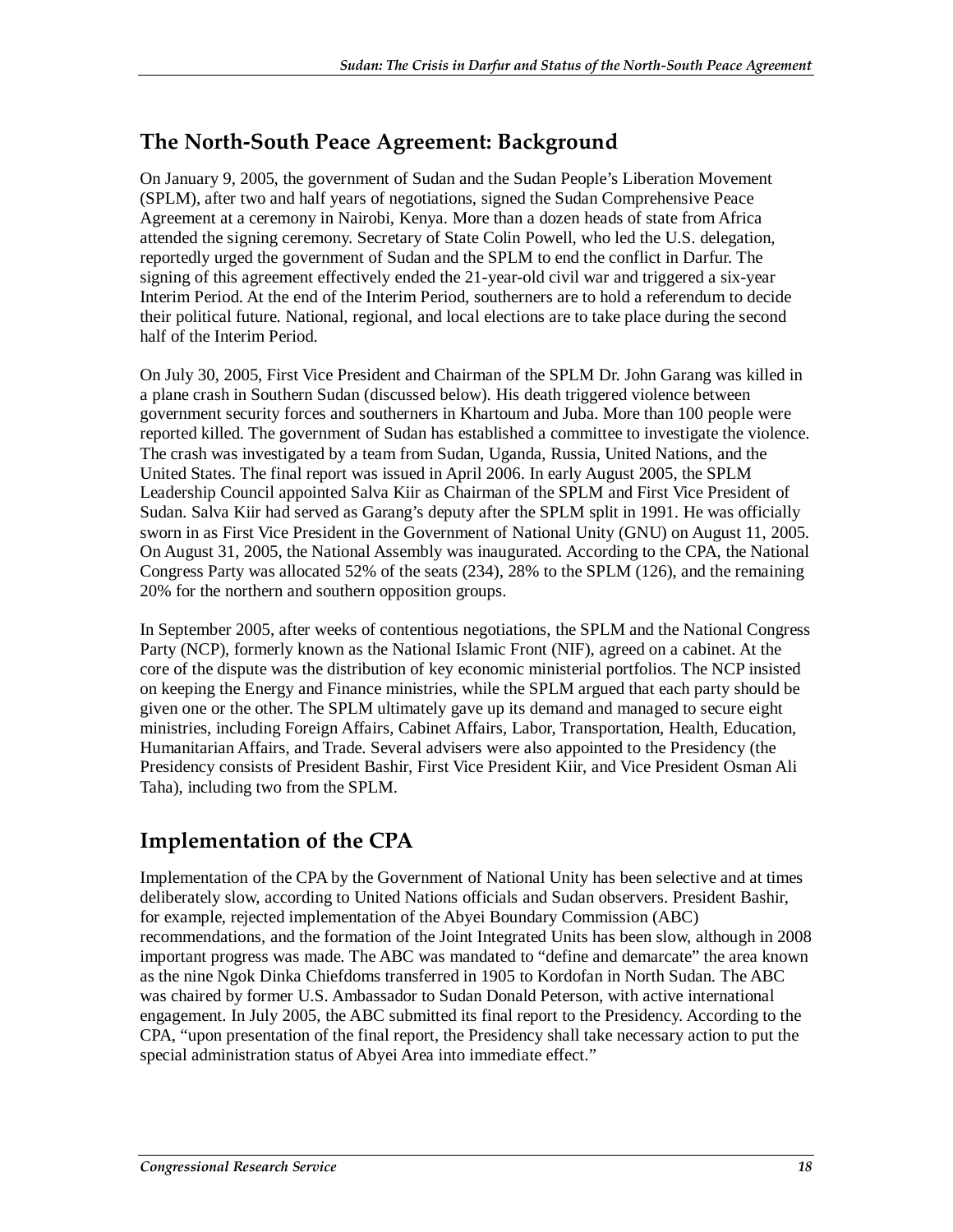## The North-South Peace Agreement: Background

On January 9, 2005, the government of Sudan and the Sudan People's Liberation Movement (SPLM), after two and half years of negotiations, signed the Sudan Comprehensive Peace Agreement at a ceremony in Nairobi, Kenya. More than a dozen heads of state from Africa attended the signing ceremony. Secretary of State Colin Powell, who led the U.S. delegation, reportedly urged the government of Sudan and the SPLM to end the conflict in Darfur. The signing of this agreement effectively ended the 21-year-old civil war and triggered a six-year Interim Period. At the end of the Interim Period, southerners are to hold a referendum to decide their political future. National, regional, and local elections are to take place during the second half of the Interim Period.

On July 30, 2005, First Vice President and Chairman of the SPLM Dr. John Garang was killed in a plane crash in Southern Sudan (discussed below). His death triggered violence between government security forces and southerners in Khartoum and Juba. More than 100 people were reported killed. The government of Sudan has established a committee to investigate the violence. The crash was investigated by a team from Sudan, Uganda, Russia, United Nations, and the United States. The final report was issued in April 2006. In early August 2005, the SPLM Leadership Council appointed Salva Kiir as Chairman of the SPLM and First Vice President of Sudan. Salva Kiir had served as Garang's deputy after the SPLM split in 1991. He was officially sworn in as First Vice President in the Government of National Unity (GNU) on August 11, 2005. On August 31, 2005, the National Assembly was inaugurated. According to the CPA, the National Congress Party was allocated 52% of the seats (234), 28% to the SPLM (126), and the remaining 20% for the northern and southern opposition groups.

In September 2005, after weeks of contentious negotiations, the SPLM and the National Congress Party (NCP), formerly known as the National Islamic Front (NIF), agreed on a cabinet. At the core of the dispute was the distribution of key economic ministerial portfolios. The NCP insisted on keeping the Energy and Finance ministries, while the SPLM argued that each party should be given one or the other. The SPLM ultimately gave up its demand and managed to secure eight ministries, including Foreign Affairs, Cabinet Affairs, Labor, Transportation, Health, Education, Humanitarian Affairs, and Trade. Several advisers were also appointed to the Presidency (the Presidency consists of President Bashir, First Vice President Kiir, and Vice President Osman Ali Taha), including two from the SPLM.

## Implementation of the CPA

Implementation of the CPA by the Government of National Unity has been selective and at times deliberately slow, according to United Nations officials and Sudan observers. President Bashir, for example, rejected implementation of the Abyei Boundary Commission (ABC) recommendations, and the formation of the Joint Integrated Units has been slow, although in 2008 important progress was made. The ABC was mandated to "define and demarcate" the area known as the nine Ngok Dinka Chiefdoms transferred in 1905 to Kordofan in North Sudan. The ABC was chaired by former U.S. Ambassador to Sudan Donald Peterson, with active international engagement. In July 2005, the ABC submitted its final report to the Presidency. According to the CPA, "upon presentation of the final report, the Presidency shall take necessary action to put the special administration status of Abyei Area into immediate effect."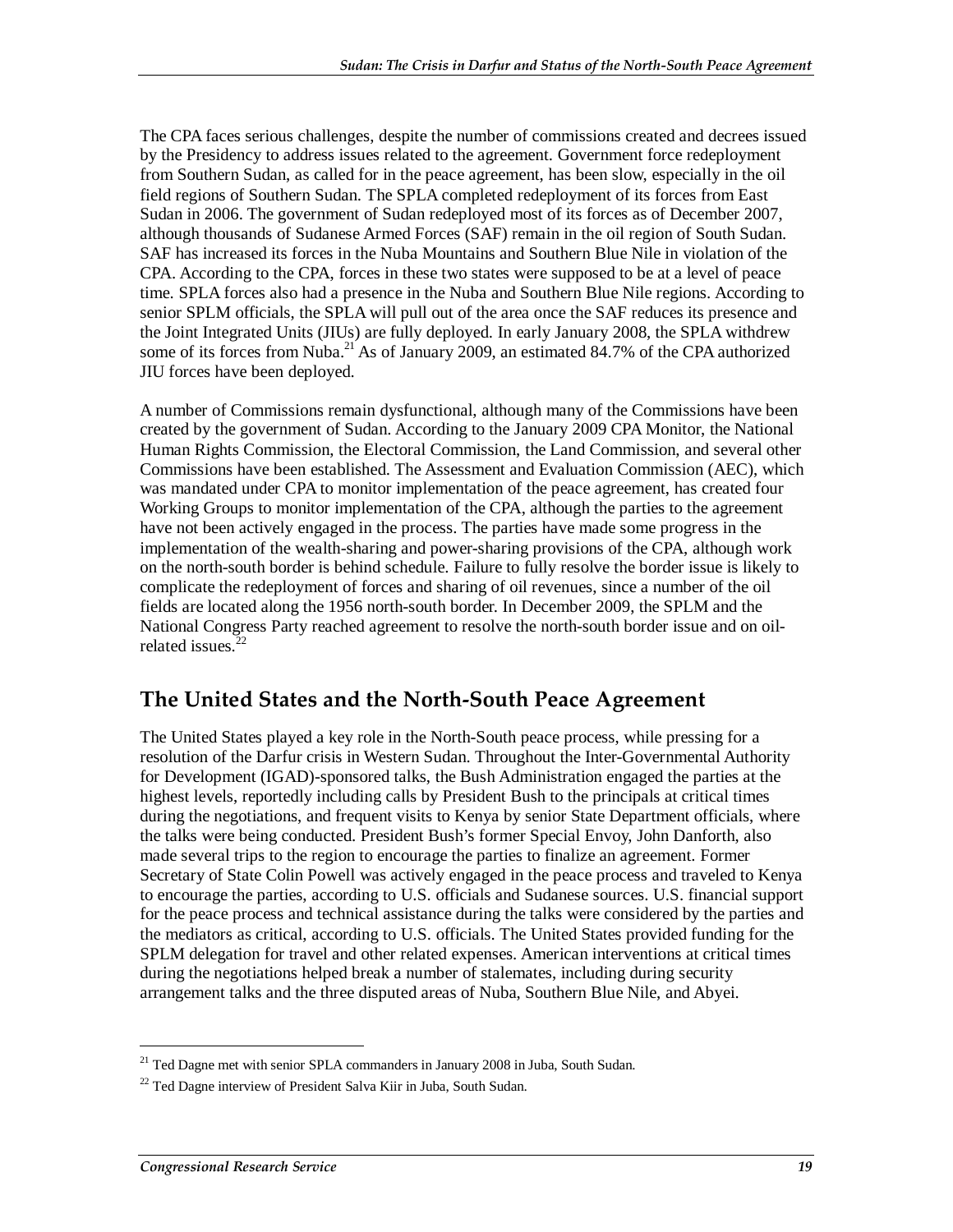The CPA faces serious challenges, despite the number of commissions created and decrees issued by the Presidency to address issues related to the agreement. Government force redeployment from Southern Sudan, as called for in the peace agreement, has been slow, especially in the oil field regions of Southern Sudan. The SPLA completed redeployment of its forces from East Sudan in 2006. The government of Sudan redeployed most of its forces as of December 2007, although thousands of Sudanese Armed Forces (SAF) remain in the oil region of South Sudan. SAF has increased its forces in the Nuba Mountains and Southern Blue Nile in violation of the CPA. According to the CPA, forces in these two states were supposed to be at a level of peace time. SPLA forces also had a presence in the Nuba and Southern Blue Nile regions. According to senior SPLM officials, the SPLA will pull out of the area once the SAF reduces its presence and the Joint Integrated Units (JIUs) are fully deployed. In early January 2008, the SPLA withdrew some of its forces from Nuba.[21] As of January 2009, an estimated 84.7% of the CPA authorized JIU forces have been deployed.

A number of Commissions remain dysfunctional, although many of the Commissions have been created by the government of Sudan. According to the January 2009 CPA Monitor, the National Human Rights Commission, the Electoral Commission, the Land Commission, and several other Commissions have been established. The Assessment and Evaluation Commission (AEC), which was mandated under CPA to monitor implementation of the peace agreement, has created four Working Groups to monitor implementation of the CPA, although the parties to the agreement have not been actively engaged in the process. The parties have made some progress in the implementation of the wealth-sharing and power-sharing provisions of the CPA, although work on the north-south border is behind schedule. Failure to fully resolve the border issue is likely to complicate the redeployment of forces and sharing of oil revenues, since a number of the oil fields are located along the 1956 north-south border. In December 2009, the SPLM and the National Congress Party reached agreement to resolve the north-south border issue and on oil-related issues.[22]

## The United States and the North-South Peace Agreement

The United States played a key role in the North-South peace process, while pressing for a resolution of the Darfur crisis in Western Sudan. Throughout the Inter-Governmental Authority for Development (IGAD)-sponsored talks, the Bush Administration engaged the parties at the highest levels, reportedly including calls by President Bush to the principals at critical times during the negotiations, and frequent visits to Kenya by senior State Department officials, where the talks were being conducted. President Bush's former Special Envoy, John Danforth, also made several trips to the region to encourage the parties to finalize an agreement. Former Secretary of State Colin Powell was actively engaged in the peace process and traveled to Kenya to encourage the parties, according to U.S. officials and Sudanese sources. U.S. financial support for the peace process and technical assistance during the talks were considered by the parties and the mediators as critical, according to U.S. officials. The United States provided funding for the SPLM delegation for travel and other related expenses. American interventions at critical times during the negotiations helped break a number of stalemates, including during security arrangement talks and the three disputed areas of Nuba, Southern Blue Nile, and Abyei.

---

[21] Ted Dagne met with senior SPLA commanders in January 2008 in Juba, South Sudan.

[22] Ted Dagne interview of President Salva Kiir in Juba, South Sudan.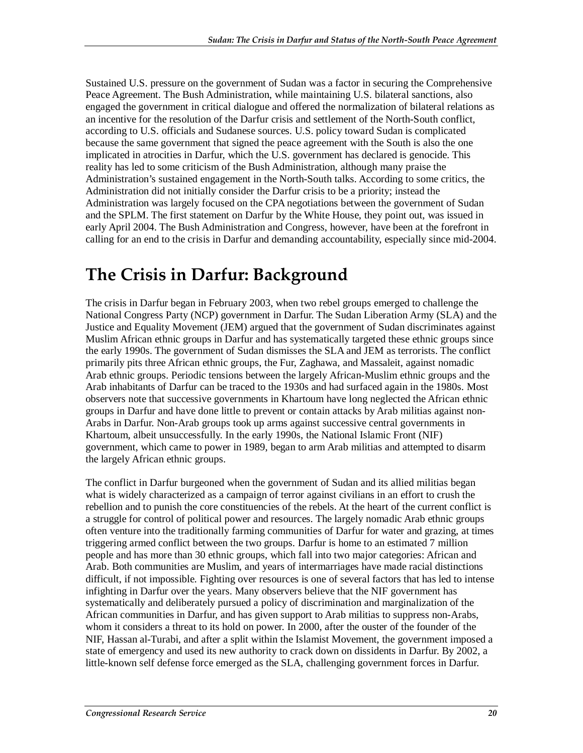Sustained U.S. pressure on the government of Sudan was a factor in securing the Comprehensive Peace Agreement. The Bush Administration, while maintaining U.S. bilateral sanctions, also engaged the government in critical dialogue and offered the normalization of bilateral relations as an incentive for the resolution of the Darfur crisis and settlement of the North-South conflict, according to U.S. officials and Sudanese sources. U.S. policy toward Sudan is complicated because the same government that signed the peace agreement with the South is also the one implicated in atrocities in Darfur, which the U.S. government has declared is genocide. This reality has led to some criticism of the Bush Administration, although many praise the Administration's sustained engagement in the North-South talks. According to some critics, the Administration did not initially consider the Darfur crisis to be a priority; instead the Administration was largely focused on the CPA negotiations between the government of Sudan and the SPLM. The first statement on Darfur by the White House, they point out, was issued in early April 2004. The Bush Administration and Congress, however, have been at the forefront in calling for an end to the crisis in Darfur and demanding accountability, especially since mid-2004.

# The Crisis in Darfur: Background

The crisis in Darfur began in February 2003, when two rebel groups emerged to challenge the National Congress Party (NCP) government in Darfur. The Sudan Liberation Army (SLA) and the Justice and Equality Movement (JEM) argued that the government of Sudan discriminates against Muslim African ethnic groups in Darfur and has systematically targeted these ethnic groups since the early 1990s. The government of Sudan dismisses the SLA and JEM as terrorists. The conflict primarily pits three African ethnic groups, the Fur, Zaghawa, and Massaleit, against nomadic Arab ethnic groups. Periodic tensions between the largely African-Muslim ethnic groups and the Arab inhabitants of Darfur can be traced to the 1930s and had surfaced again in the 1980s. Most observers note that successive governments in Khartoum have long neglected the African ethnic groups in Darfur and have done little to prevent or contain attacks by Arab militias against non-Arabs in Darfur. Non-Arab groups took up arms against successive central governments in Khartoum, albeit unsuccessfully. In the early 1990s, the National Islamic Front (NIF) government, which came to power in 1989, began to arm Arab militias and attempted to disarm the largely African ethnic groups.

The conflict in Darfur burgeoned when the government of Sudan and its allied militias began what is widely characterized as a campaign of terror against civilians in an effort to crush the rebellion and to punish the core constituencies of the rebels. At the heart of the current conflict is a struggle for control of political power and resources. The largely nomadic Arab ethnic groups often venture into the traditionally farming communities of Darfur for water and grazing, at times triggering armed conflict between the two groups. Darfur is home to an estimated 7 million people and has more than 30 ethnic groups, which fall into two major categories: African and Arab. Both communities are Muslim, and years of intermarriages have made racial distinctions difficult, if not impossible. Fighting over resources is one of several factors that has led to intense infighting in Darfur over the years. Many observers believe that the NIF government has systematically and deliberately pursued a policy of discrimination and marginalization of the African communities in Darfur, and has given support to Arab militias to suppress non-Arabs, whom it considers a threat to its hold on power. In 2000, after the ouster of the founder of the NIF, Hassan al-Turabi, and after a split within the Islamist Movement, the government imposed a state of emergency and used its new authority to crack down on dissidents in Darfur. By 2002, a little-known self defense force emerged as the SLA, challenging government forces in Darfur.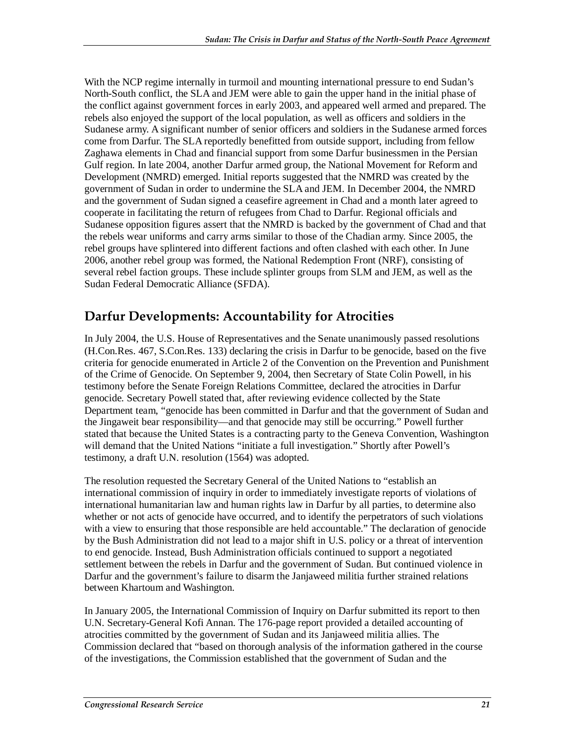With the NCP regime internally in turmoil and mounting international pressure to end Sudan's North-South conflict, the SLA and JEM were able to gain the upper hand in the initial phase of the conflict against government forces in early 2003, and appeared well armed and prepared. The rebels also enjoyed the support of the local population, as well as officers and soldiers in the Sudanese army. A significant number of senior officers and soldiers in the Sudanese armed forces come from Darfur. The SLA reportedly benefitted from outside support, including from fellow Zaghawa elements in Chad and financial support from some Darfur businessmen in the Persian Gulf region. In late 2004, another Darfur armed group, the National Movement for Reform and Development (NMRD) emerged. Initial reports suggested that the NMRD was created by the government of Sudan in order to undermine the SLA and JEM. In December 2004, the NMRD and the government of Sudan signed a ceasefire agreement in Chad and a month later agreed to cooperate in facilitating the return of refugees from Chad to Darfur. Regional officials and Sudanese opposition figures assert that the NMRD is backed by the government of Chad and that the rebels wear uniforms and carry arms similar to those of the Chadian army. Since 2005, the rebel groups have splintered into different factions and often clashed with each other. In June 2006, another rebel group was formed, the National Redemption Front (NRF), consisting of several rebel faction groups. These include splinter groups from SLM and JEM, as well as the Sudan Federal Democratic Alliance (SFDA).

## Darfur Developments: Accountability for Atrocities

In July 2004, the U.S. House of Representatives and the Senate unanimously passed resolutions (H.Con.Res. 467, S.Con.Res. 133) declaring the crisis in Darfur to be genocide, based on the five criteria for genocide enumerated in Article 2 of the Convention on the Prevention and Punishment of the Crime of Genocide. On September 9, 2004, then Secretary of State Colin Powell, in his testimony before the Senate Foreign Relations Committee, declared the atrocities in Darfur genocide. Secretary Powell stated that, after reviewing evidence collected by the State Department team, "genocide has been committed in Darfur and that the government of Sudan and the Jingaweit bear responsibility—and that genocide may still be occurring." Powell further stated that because the United States is a contracting party to the Geneva Convention, Washington will demand that the United Nations "initiate a full investigation." Shortly after Powell's testimony, a draft U.N. resolution (1564) was adopted.

The resolution requested the Secretary General of the United Nations to "establish an international commission of inquiry in order to immediately investigate reports of violations of international humanitarian law and human rights law in Darfur by all parties, to determine also whether or not acts of genocide have occurred, and to identify the perpetrators of such violations with a view to ensuring that those responsible are held accountable." The declaration of genocide by the Bush Administration did not lead to a major shift in U.S. policy or a threat of intervention to end genocide. Instead, Bush Administration officials continued to support a negotiated settlement between the rebels in Darfur and the government of Sudan. But continued violence in Darfur and the government's failure to disarm the Janjaweed militia further strained relations between Khartoum and Washington.

In January 2005, the International Commission of Inquiry on Darfur submitted its report to then U.N. Secretary-General Kofi Annan. The 176-page report provided a detailed accounting of atrocities committed by the government of Sudan and its Janjaweed militia allies. The Commission declared that "based on thorough analysis of the information gathered in the course of the investigations, the Commission established that the government of Sudan and the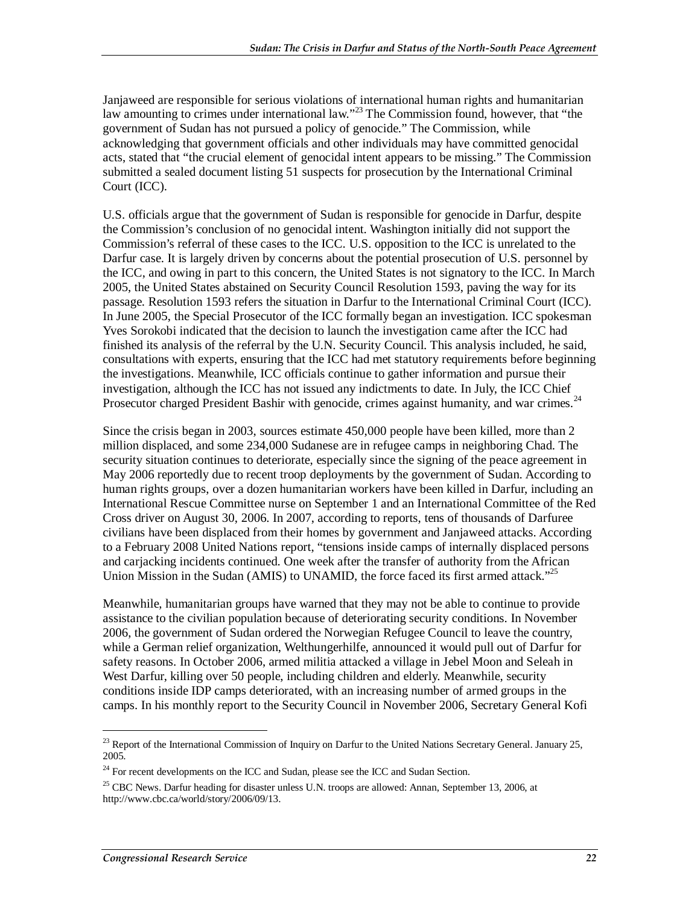Janjaweed are responsible for serious violations of international human rights and humanitarian law amounting to crimes under international law."[23] The Commission found, however, that "the government of Sudan has not pursued a policy of genocide." The Commission, while acknowledging that government officials and other individuals may have committed genocidal acts, stated that "the crucial element of genocidal intent appears to be missing." The Commission submitted a sealed document listing 51 suspects for prosecution by the International Criminal Court (ICC).

U.S. officials argue that the government of Sudan is responsible for genocide in Darfur, despite the Commission's conclusion of no genocidal intent. Washington initially did not support the Commission's referral of these cases to the ICC. U.S. opposition to the ICC is unrelated to the Darfur case. It is largely driven by concerns about the potential prosecution of U.S. personnel by the ICC, and owing in part to this concern, the United States is not signatory to the ICC. In March 2005, the United States abstained on Security Council Resolution 1593, paving the way for its passage. Resolution 1593 refers the situation in Darfur to the International Criminal Court (ICC). In June 2005, the Special Prosecutor of the ICC formally began an investigation. ICC spokesman Yves Sorokobi indicated that the decision to launch the investigation came after the ICC had finished its analysis of the referral by the U.N. Security Council. This analysis included, he said, consultations with experts, ensuring that the ICC had met statutory requirements before beginning the investigations. Meanwhile, ICC officials continue to gather information and pursue their investigation, although the ICC has not issued any indictments to date. In July, the ICC Chief Prosecutor charged President Bashir with genocide, crimes against humanity, and war crimes.[24]

Since the crisis began in 2003, sources estimate 450,000 people have been killed, more than 2 million displaced, and some 234,000 Sudanese are in refugee camps in neighboring Chad. The security situation continues to deteriorate, especially since the signing of the peace agreement in May 2006 reportedly due to recent troop deployments by the government of Sudan. According to human rights groups, over a dozen humanitarian workers have been killed in Darfur, including an International Rescue Committee nurse on September 1 and an International Committee of the Red Cross driver on August 30, 2006. In 2007, according to reports, tens of thousands of Darfuree civilians have been displaced from their homes by government and Janjaweed attacks. According to a February 2008 United Nations report, "tensions inside camps of internally displaced persons and carjacking incidents continued. One week after the transfer of authority from the African Union Mission in the Sudan (AMIS) to UNAMID, the force faced its first armed attack."[25]

Meanwhile, humanitarian groups have warned that they may not be able to continue to provide assistance to the civilian population because of deteriorating security conditions. In November 2006, the government of Sudan ordered the Norwegian Refugee Council to leave the country, while a German relief organization, Welthungerhilfe, announced it would pull out of Darfur for safety reasons. In October 2006, armed militia attacked a village in Jebel Moon and Seleah in West Darfur, killing over 50 people, including children and elderly. Meanwhile, security conditions inside IDP camps deteriorated, with an increasing number of armed groups in the camps. In his monthly report to the Security Council in November 2006, Secretary General Kofi

---

[23] Report of the International Commission of Inquiry on Darfur to the United Nations Secretary General. January 25, 2005.

[24] For recent developments on the ICC and Sudan, please see the ICC and Sudan Section.

[25] CBC News. Darfur heading for disaster unless U.N. troops are allowed: Annan, September 13, 2006, at http://www.cbc.ca/world/story/2006/09/13.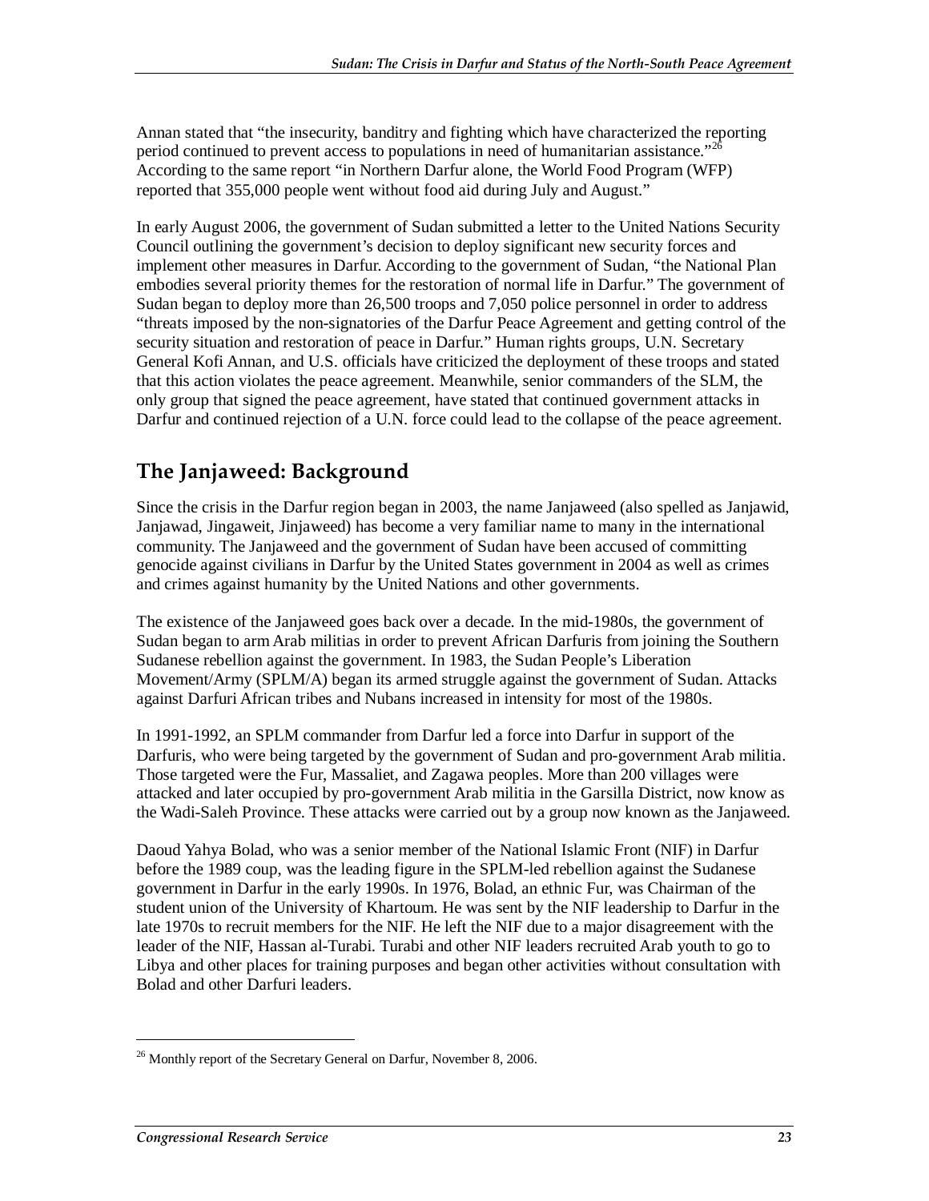Annan stated that "the insecurity, banditry and fighting which have characterized the reporting period continued to prevent access to populations in need of humanitarian assistance."[26] According to the same report "in Northern Darfur alone, the World Food Program (WFP) reported that 355,000 people went without food aid during July and August."

In early August 2006, the government of Sudan submitted a letter to the United Nations Security Council outlining the government's decision to deploy significant new security forces and implement other measures in Darfur. According to the government of Sudan, "the National Plan embodies several priority themes for the restoration of normal life in Darfur." The government of Sudan began to deploy more than 26,500 troops and 7,050 police personnel in order to address "threats imposed by the non-signatories of the Darfur Peace Agreement and getting control of the security situation and restoration of peace in Darfur." Human rights groups, U.N. Secretary General Kofi Annan, and U.S. officials have criticized the deployment of these troops and stated that this action violates the peace agreement. Meanwhile, senior commanders of the SLM, the only group that signed the peace agreement, have stated that continued government attacks in Darfur and continued rejection of a U.N. force could lead to the collapse of the peace agreement.

## The Janjaweed: Background

Since the crisis in the Darfur region began in 2003, the name Janjaweed (also spelled as Janjawid, Janjawad, Jingaweit, Jinjaweed) has become a very familiar name to many in the international community. The Janjaweed and the government of Sudan have been accused of committing genocide against civilians in Darfur by the United States government in 2004 as well as crimes and crimes against humanity by the United Nations and other governments.

The existence of the Janjaweed goes back over a decade. In the mid-1980s, the government of Sudan began to arm Arab militias in order to prevent African Darfuris from joining the Southern Sudanese rebellion against the government. In 1983, the Sudan People's Liberation Movement/Army (SPLM/A) began its armed struggle against the government of Sudan. Attacks against Darfuri African tribes and Nubans increased in intensity for most of the 1980s.

In 1991-1992, an SPLM commander from Darfur led a force into Darfur in support of the Darfuris, who were being targeted by the government of Sudan and pro-government Arab militia. Those targeted were the Fur, Massaliet, and Zagawa peoples. More than 200 villages were attacked and later occupied by pro-government Arab militia in the Garsilla District, now know as the Wadi-Saleh Province. These attacks were carried out by a group now known as the Janjaweed.

Daoud Yahya Bolad, who was a senior member of the National Islamic Front (NIF) in Darfur before the 1989 coup, was the leading figure in the SPLM-led rebellion against the Sudanese government in Darfur in the early 1990s. In 1976, Bolad, an ethnic Fur, was Chairman of the student union of the University of Khartoum. He was sent by the NIF leadership to Darfur in the late 1970s to recruit members for the NIF. He left the NIF due to a major disagreement with the leader of the NIF, Hassan al-Turabi. Turabi and other NIF leaders recruited Arab youth to go to Libya and other places for training purposes and began other activities without consultation with Bolad and other Darfuri leaders.

---

[26] Monthly report of the Secretary General on Darfur, November 8, 2006.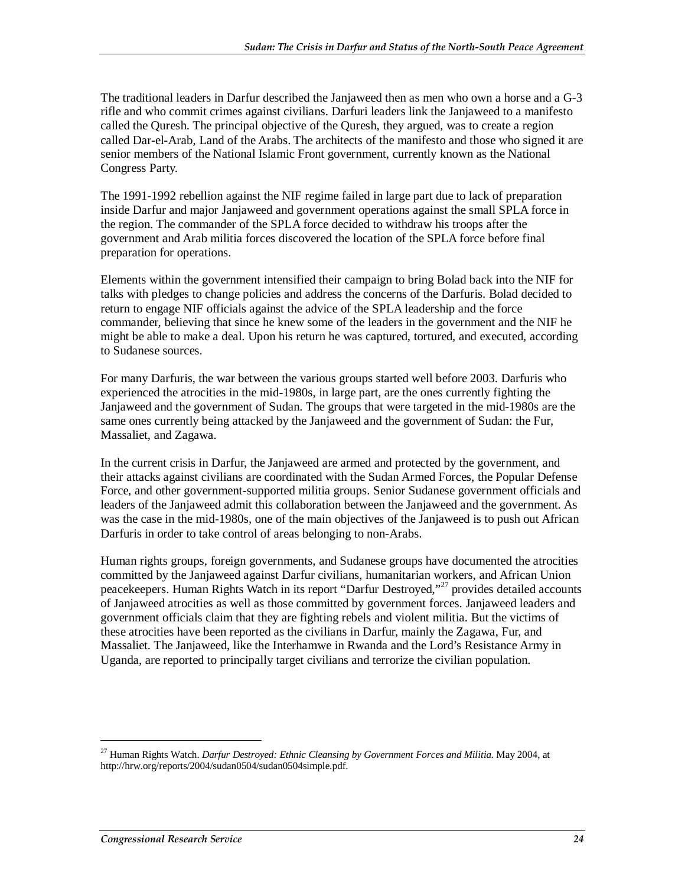The traditional leaders in Darfur described the Janjaweed then as men who own a horse and a G-3 rifle and who commit crimes against civilians. Darfuri leaders link the Janjaweed to a manifesto called the Quresh. The principal objective of the Quresh, they argued, was to create a region called Dar-el-Arab, Land of the Arabs. The architects of the manifesto and those who signed it are senior members of the National Islamic Front government, currently known as the National Congress Party.

The 1991-1992 rebellion against the NIF regime failed in large part due to lack of preparation inside Darfur and major Janjaweed and government operations against the small SPLA force in the region. The commander of the SPLA force decided to withdraw his troops after the government and Arab militia forces discovered the location of the SPLA force before final preparation for operations.

Elements within the government intensified their campaign to bring Bolad back into the NIF for talks with pledges to change policies and address the concerns of the Darfuris. Bolad decided to return to engage NIF officials against the advice of the SPLA leadership and the force commander, believing that since he knew some of the leaders in the government and the NIF he might be able to make a deal. Upon his return he was captured, tortured, and executed, according to Sudanese sources.

For many Darfuris, the war between the various groups started well before 2003. Darfuris who experienced the atrocities in the mid-1980s, in large part, are the ones currently fighting the Janjaweed and the government of Sudan. The groups that were targeted in the mid-1980s are the same ones currently being attacked by the Janjaweed and the government of Sudan: the Fur, Massaliet, and Zagawa.

In the current crisis in Darfur, the Janjaweed are armed and protected by the government, and their attacks against civilians are coordinated with the Sudan Armed Forces, the Popular Defense Force, and other government-supported militia groups. Senior Sudanese government officials and leaders of the Janjaweed admit this collaboration between the Janjaweed and the government. As was the case in the mid-1980s, one of the main objectives of the Janjaweed is to push out African Darfuris in order to take control of areas belonging to non-Arabs.

Human rights groups, foreign governments, and Sudanese groups have documented the atrocities committed by the Janjaweed against Darfur civilians, humanitarian workers, and African Union peacekeepers. Human Rights Watch in its report "Darfur Destroyed,"[27] provides detailed accounts of Janjaweed atrocities as well as those committed by government forces. Janjaweed leaders and government officials claim that they are fighting rebels and violent militia. But the victims of these atrocities have been reported as the civilians in Darfur, mainly the Zagawa, Fur, and Massaliet. The Janjaweed, like the Interhamwe in Rwanda and the Lord's Resistance Army in Uganda, are reported to principally target civilians and terrorize the civilian population.

---

[27] Human Rights Watch. *Darfur Destroyed: Ethnic Cleansing by Government Forces and Militia.* May 2004, at http://hrw.org/reports/2004/sudan0504/sudan0504simple.pdf.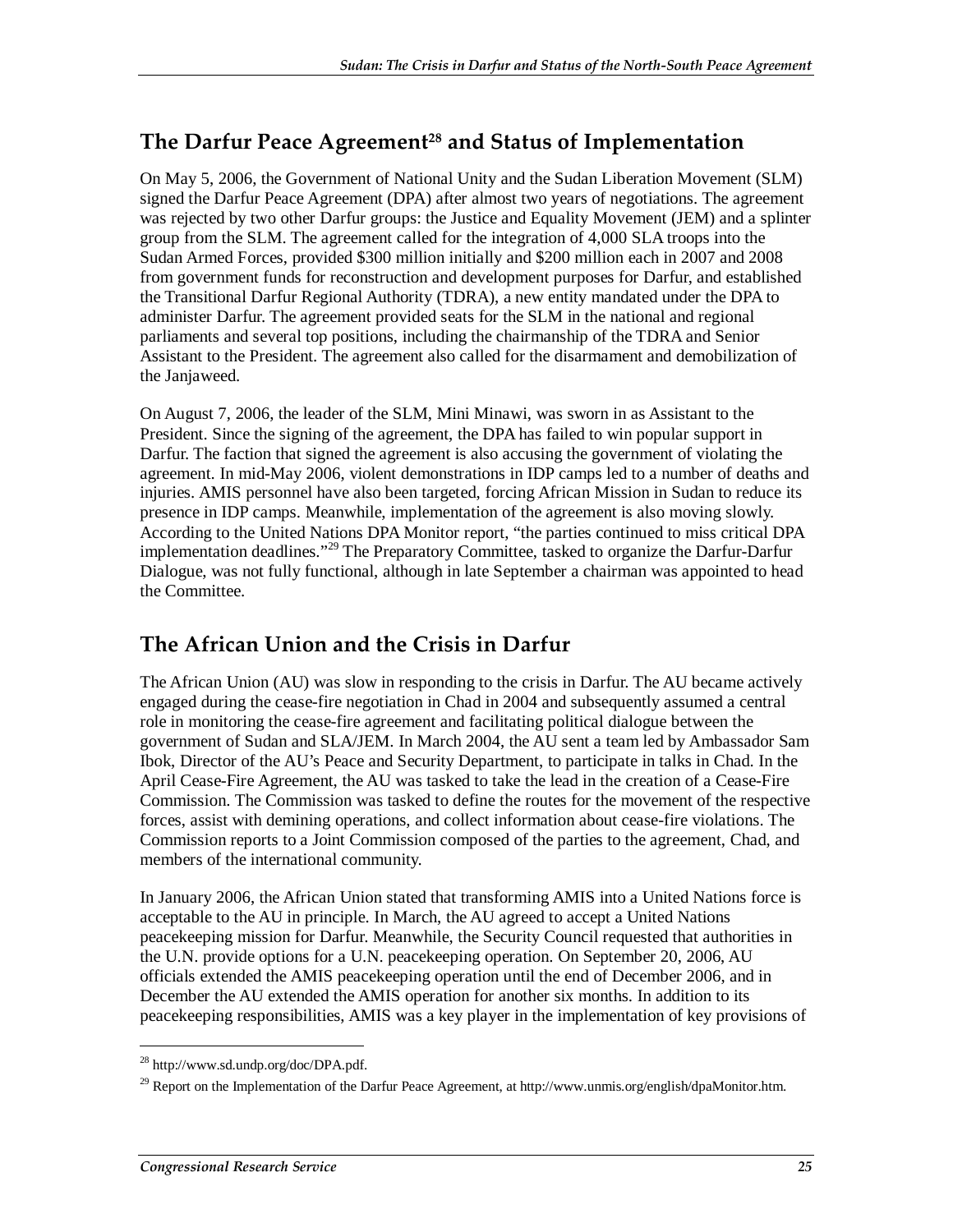## The Darfur Peace Agreement[28] and Status of Implementation

On May 5, 2006, the Government of National Unity and the Sudan Liberation Movement (SLM) signed the Darfur Peace Agreement (DPA) after almost two years of negotiations. The agreement was rejected by two other Darfur groups: the Justice and Equality Movement (JEM) and a splinter group from the SLM. The agreement called for the integration of 4,000 SLA troops into the Sudan Armed Forces, provided $300 million initially and $200 million each in 2007 and 2008 from government funds for reconstruction and development purposes for Darfur, and established the Transitional Darfur Regional Authority (TDRA), a new entity mandated under the DPA to administer Darfur. The agreement provided seats for the SLM in the national and regional parliaments and several top positions, including the chairmanship of the TDRA and Senior Assistant to the President. The agreement also called for the disarmament and demobilization of the Janjaweed.

On August 7, 2006, the leader of the SLM, Mini Minawi, was sworn in as Assistant to the President. Since the signing of the agreement, the DPA has failed to win popular support in Darfur. The faction that signed the agreement is also accusing the government of violating the agreement. In mid-May 2006, violent demonstrations in IDP camps led to a number of deaths and injuries. AMIS personnel have also been targeted, forcing African Mission in Sudan to reduce its presence in IDP camps. Meanwhile, implementation of the agreement is also moving slowly. According to the United Nations DPA Monitor report, "the parties continued to miss critical DPA implementation deadlines."[29] The Preparatory Committee, tasked to organize the Darfur-Darfur Dialogue, was not fully functional, although in late September a chairman was appointed to head the Committee.

## The African Union and the Crisis in Darfur

The African Union (AU) was slow in responding to the crisis in Darfur. The AU became actively engaged during the cease-fire negotiation in Chad in 2004 and subsequently assumed a central role in monitoring the cease-fire agreement and facilitating political dialogue between the government of Sudan and SLA/JEM. In March 2004, the AU sent a team led by Ambassador Sam Ibok, Director of the AU's Peace and Security Department, to participate in talks in Chad. In the April Cease-Fire Agreement, the AU was tasked to take the lead in the creation of a Cease-Fire Commission. The Commission was tasked to define the routes for the movement of the respective forces, assist with demining operations, and collect information about cease-fire violations. The Commission reports to a Joint Commission composed of the parties to the agreement, Chad, and members of the international community.

In January 2006, the African Union stated that transforming AMIS into a United Nations force is acceptable to the AU in principle. In March, the AU agreed to accept a United Nations peacekeeping mission for Darfur. Meanwhile, the Security Council requested that authorities in the U.N. provide options for a U.N. peacekeeping operation. On September 20, 2006, AU officials extended the AMIS peacekeeping operation until the end of December 2006, and in December the AU extended the AMIS operation for another six months. In addition to its peacekeeping responsibilities, AMIS was a key player in the implementation of key provisions of

---

[28] http://www.sd.undp.org/doc/DPA.pdf.

[29] Report on the Implementation of the Darfur Peace Agreement, at http://www.unmis.org/english/dpaMonitor.htm.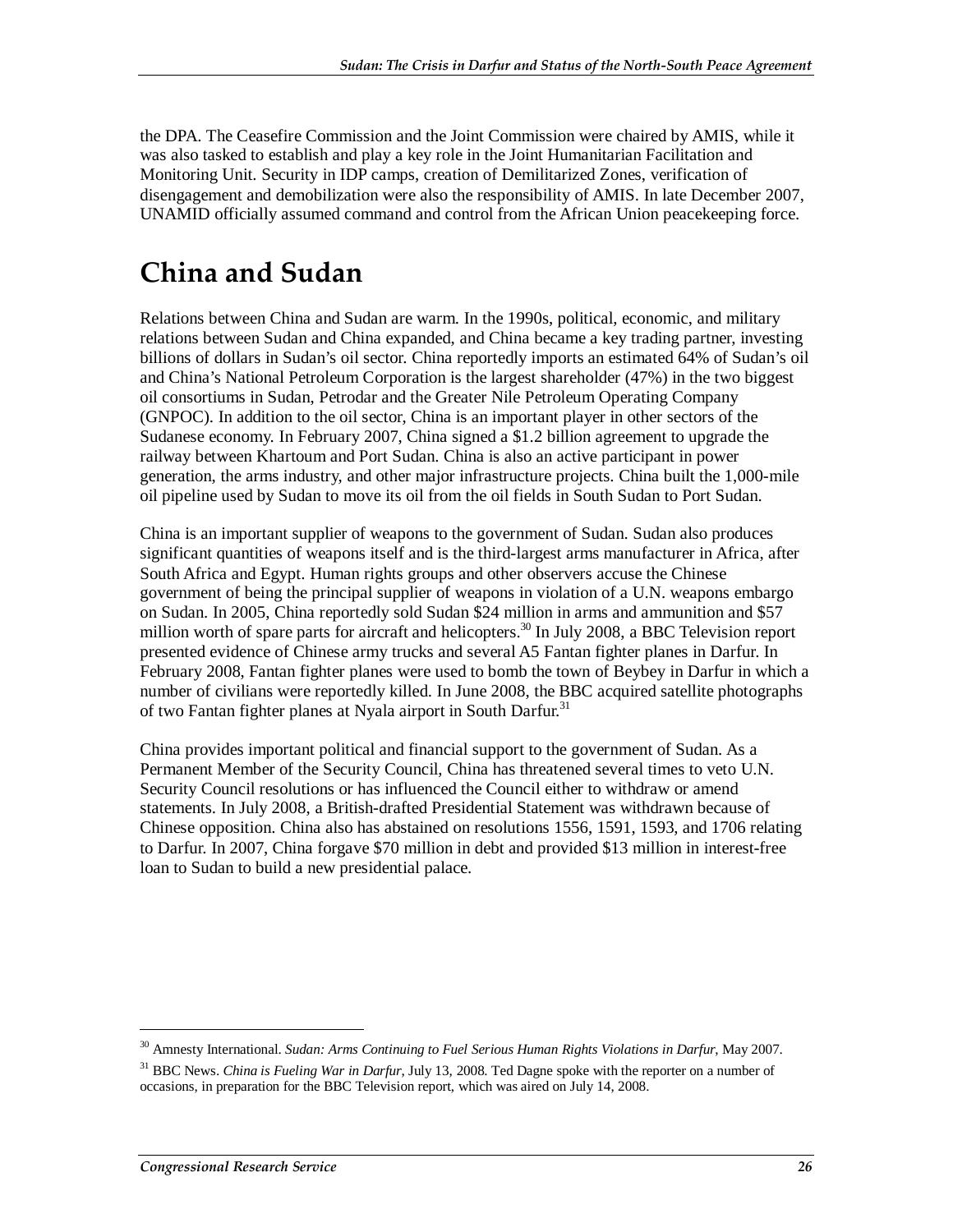the DPA. The Ceasefire Commission and the Joint Commission were chaired by AMIS, while it was also tasked to establish and play a key role in the Joint Humanitarian Facilitation and Monitoring Unit. Security in IDP camps, creation of Demilitarized Zones, verification of disengagement and demobilization were also the responsibility of AMIS. In late December 2007, UNAMID officially assumed command and control from the African Union peacekeeping force.

# China and Sudan

Relations between China and Sudan are warm. In the 1990s, political, economic, and military relations between Sudan and China expanded, and China became a key trading partner, investing billions of dollars in Sudan's oil sector. China reportedly imports an estimated 64% of Sudan's oil and China's National Petroleum Corporation is the largest shareholder (47%) in the two biggest oil consortiums in Sudan, Petrodar and the Greater Nile Petroleum Operating Company (GNPOC). In addition to the oil sector, China is an important player in other sectors of the Sudanese economy. In February 2007, China signed a $1.2 billion agreement to upgrade the railway between Khartoum and Port Sudan. China is also an active participant in power generation, the arms industry, and other major infrastructure projects. China built the 1,000-mile oil pipeline used by Sudan to move its oil from the oil fields in South Sudan to Port Sudan.

China is an important supplier of weapons to the government of Sudan. Sudan also produces significant quantities of weapons itself and is the third-largest arms manufacturer in Africa, after South Africa and Egypt. Human rights groups and other observers accuse the Chinese government of being the principal supplier of weapons in violation of a U.N. weapons embargo on Sudan. In 2005, China reportedly sold Sudan $24 million in arms and ammunition and $57 million worth of spare parts for aircraft and helicopters.[30] In July 2008, a BBC Television report presented evidence of Chinese army trucks and several A5 Fantan fighter planes in Darfur. In February 2008, Fantan fighter planes were used to bomb the town of Beybey in Darfur in which a number of civilians were reportedly killed. In June 2008, the BBC acquired satellite photographs of two Fantan fighter planes at Nyala airport in South Darfur.[31]

China provides important political and financial support to the government of Sudan. As a Permanent Member of the Security Council, China has threatened several times to veto U.N. Security Council resolutions or has influenced the Council either to withdraw or amend statements. In July 2008, a British-drafted Presidential Statement was withdrawn because of Chinese opposition. China also has abstained on resolutions 1556, 1591, 1593, and 1706 relating to Darfur. In 2007, China forgave $70 million in debt and provided $13 million in interest-free loan to Sudan to build a new presidential palace.

---

[30] Amnesty International. *Sudan: Arms Continuing to Fuel Serious Human Rights Violations in Darfur*, May 2007.

[31] BBC News. *China is Fueling War in Darfur*, July 13, 2008. Ted Dagne spoke with the reporter on a number of occasions, in preparation for the BBC Television report, which was aired on July 14, 2008.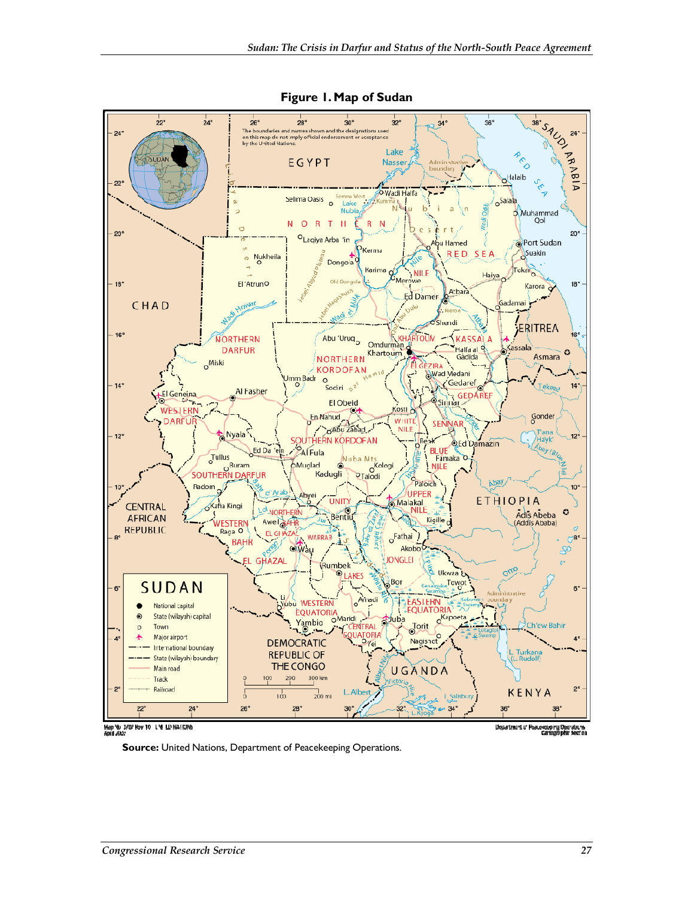**Figure 1. Map of Sudan**

**Source:** United Nations, Department of Peacekeeping Operations.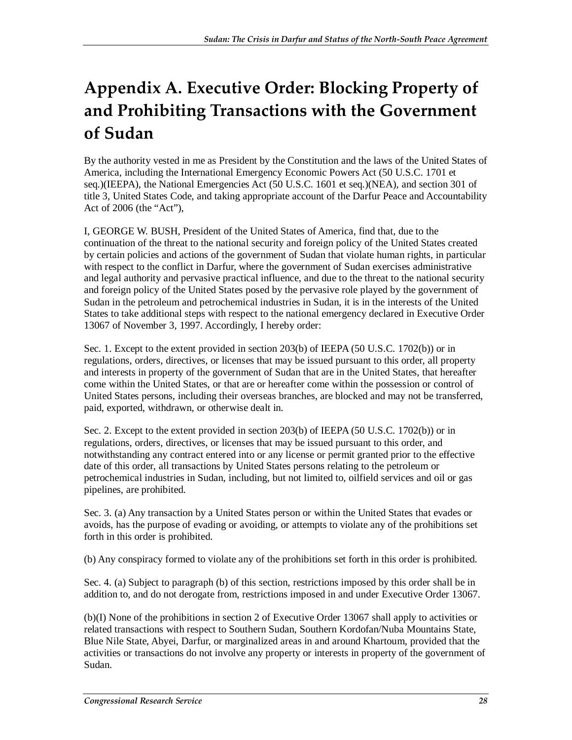# Appendix A. Executive Order: Blocking Property of and Prohibiting Transactions with the Government of Sudan

By the authority vested in me as President by the Constitution and the laws of the United States of America, including the International Emergency Economic Powers Act (50 U.S.C. 1701 et seq.)(IEEPA), the National Emergencies Act (50 U.S.C. 1601 et seq.)(NEA), and section 301 of title 3, United States Code, and taking appropriate account of the Darfur Peace and Accountability Act of 2006 (the "Act"),

I, GEORGE W. BUSH, President of the United States of America, find that, due to the continuation of the threat to the national security and foreign policy of the United States created by certain policies and actions of the government of Sudan that violate human rights, in particular with respect to the conflict in Darfur, where the government of Sudan exercises administrative and legal authority and pervasive practical influence, and due to the threat to the national security and foreign policy of the United States posed by the pervasive role played by the government of Sudan in the petroleum and petrochemical industries in Sudan, it is in the interests of the United States to take additional steps with respect to the national emergency declared in Executive Order 13067 of November 3, 1997. Accordingly, I hereby order:

Sec. 1. Except to the extent provided in section 203(b) of IEEPA (50 U.S.C. 1702(b)) or in regulations, orders, directives, or licenses that may be issued pursuant to this order, all property and interests in property of the government of Sudan that are in the United States, that hereafter come within the United States, or that are or hereafter come within the possession or control of United States persons, including their overseas branches, are blocked and may not be transferred, paid, exported, withdrawn, or otherwise dealt in.

Sec. 2. Except to the extent provided in section 203(b) of IEEPA (50 U.S.C. 1702(b)) or in regulations, orders, directives, or licenses that may be issued pursuant to this order, and notwithstanding any contract entered into or any license or permit granted prior to the effective date of this order, all transactions by United States persons relating to the petroleum or petrochemical industries in Sudan, including, but not limited to, oilfield services and oil or gas pipelines, are prohibited.

Sec. 3. (a) Any transaction by a United States person or within the United States that evades or avoids, has the purpose of evading or avoiding, or attempts to violate any of the prohibitions set forth in this order is prohibited.

(b) Any conspiracy formed to violate any of the prohibitions set forth in this order is prohibited.

Sec. 4. (a) Subject to paragraph (b) of this section, restrictions imposed by this order shall be in addition to, and do not derogate from, restrictions imposed in and under Executive Order 13067.

(b)(I) None of the prohibitions in section 2 of Executive Order 13067 shall apply to activities or related transactions with respect to Southern Sudan, Southern Kordofan/Nuba Mountains State, Blue Nile State, Abyei, Darfur, or marginalized areas in and around Khartoum, provided that the activities or transactions do not involve any property or interests in property of the government of Sudan.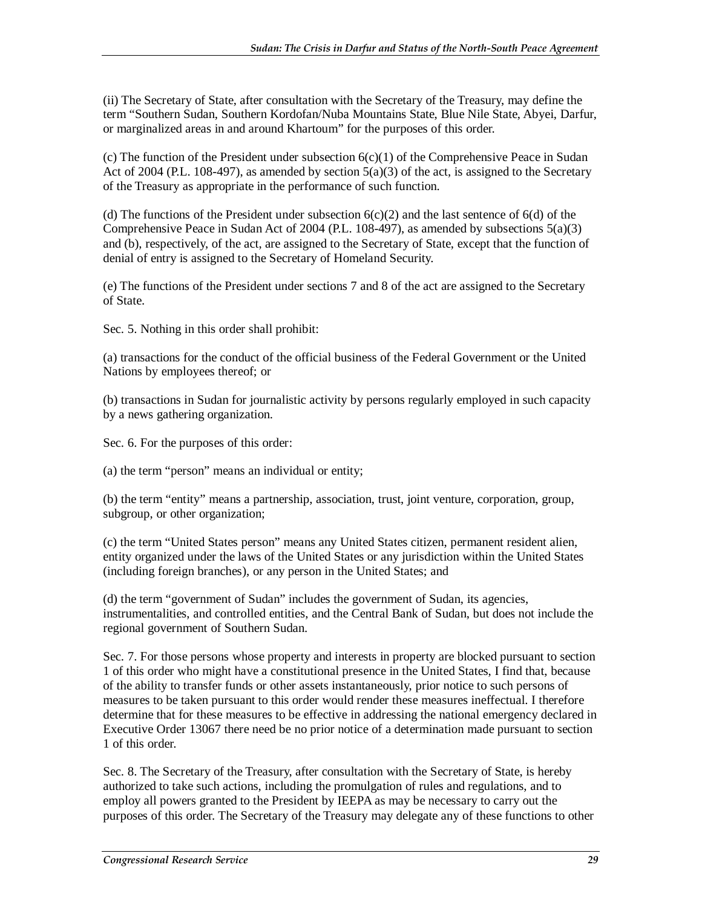(ii) The Secretary of State, after consultation with the Secretary of the Treasury, may define the term "Southern Sudan, Southern Kordofan/Nuba Mountains State, Blue Nile State, Abyei, Darfur, or marginalized areas in and around Khartoum" for the purposes of this order.

(c) The function of the President under subsection 6(c)(1) of the Comprehensive Peace in Sudan Act of 2004 (P.L. 108-497), as amended by section 5(a)(3) of the act, is assigned to the Secretary of the Treasury as appropriate in the performance of such function.

(d) The functions of the President under subsection 6(c)(2) and the last sentence of 6(d) of the Comprehensive Peace in Sudan Act of 2004 (P.L. 108-497), as amended by subsections 5(a)(3) and (b), respectively, of the act, are assigned to the Secretary of State, except that the function of denial of entry is assigned to the Secretary of Homeland Security.

(e) The functions of the President under sections 7 and 8 of the act are assigned to the Secretary of State.

Sec. 5. Nothing in this order shall prohibit:

(a) transactions for the conduct of the official business of the Federal Government or the United Nations by employees thereof; or

(b) transactions in Sudan for journalistic activity by persons regularly employed in such capacity by a news gathering organization.

Sec. 6. For the purposes of this order:

(a) the term "person" means an individual or entity;

(b) the term "entity" means a partnership, association, trust, joint venture, corporation, group, subgroup, or other organization;

(c) the term "United States person" means any United States citizen, permanent resident alien, entity organized under the laws of the United States or any jurisdiction within the United States (including foreign branches), or any person in the United States; and

(d) the term "government of Sudan" includes the government of Sudan, its agencies, instrumentalities, and controlled entities, and the Central Bank of Sudan, but does not include the regional government of Southern Sudan.

Sec. 7. For those persons whose property and interests in property are blocked pursuant to section 1 of this order who might have a constitutional presence in the United States, I find that, because of the ability to transfer funds or other assets instantaneously, prior notice to such persons of measures to be taken pursuant to this order would render these measures ineffectual. I therefore determine that for these measures to be effective in addressing the national emergency declared in Executive Order 13067 there need be no prior notice of a determination made pursuant to section 1 of this order.

Sec. 8. The Secretary of the Treasury, after consultation with the Secretary of State, is hereby authorized to take such actions, including the promulgation of rules and regulations, and to employ all powers granted to the President by IEEPA as may be necessary to carry out the purposes of this order. The Secretary of the Treasury may delegate any of these functions to other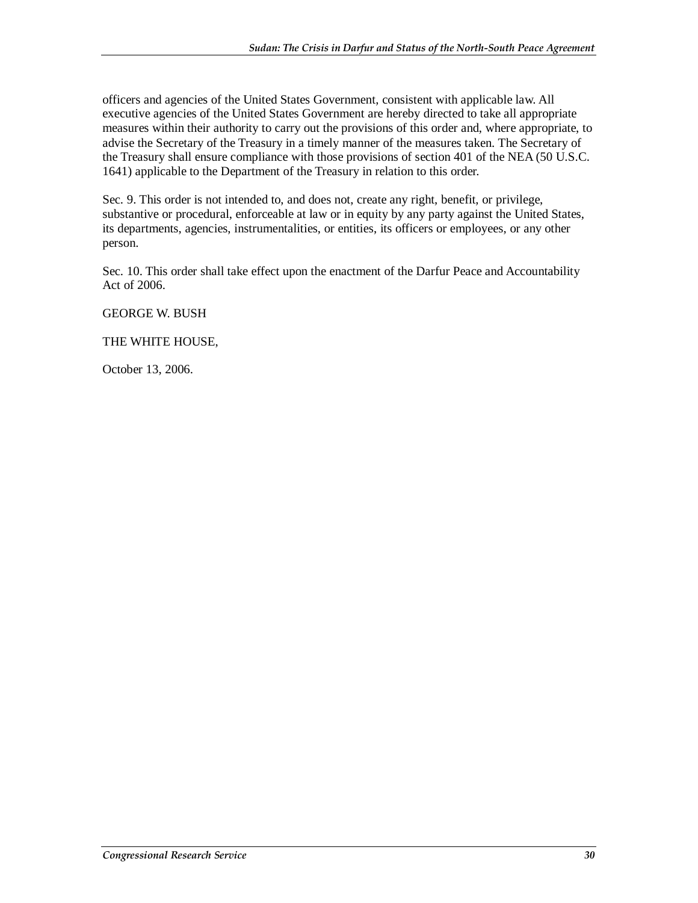officers and agencies of the United States Government, consistent with applicable law. All executive agencies of the United States Government are hereby directed to take all appropriate measures within their authority to carry out the provisions of this order and, where appropriate, to advise the Secretary of the Treasury in a timely manner of the measures taken. The Secretary of the Treasury shall ensure compliance with those provisions of section 401 of the NEA (50 U.S.C. 1641) applicable to the Department of the Treasury in relation to this order.

Sec. 9. This order is not intended to, and does not, create any right, benefit, or privilege, substantive or procedural, enforceable at law or in equity by any party against the United States, its departments, agencies, instrumentalities, or entities, its officers or employees, or any other person.

Sec. 10. This order shall take effect upon the enactment of the Darfur Peace and Accountability Act of 2006.

GEORGE W. BUSH

THE WHITE HOUSE,

October 13, 2006.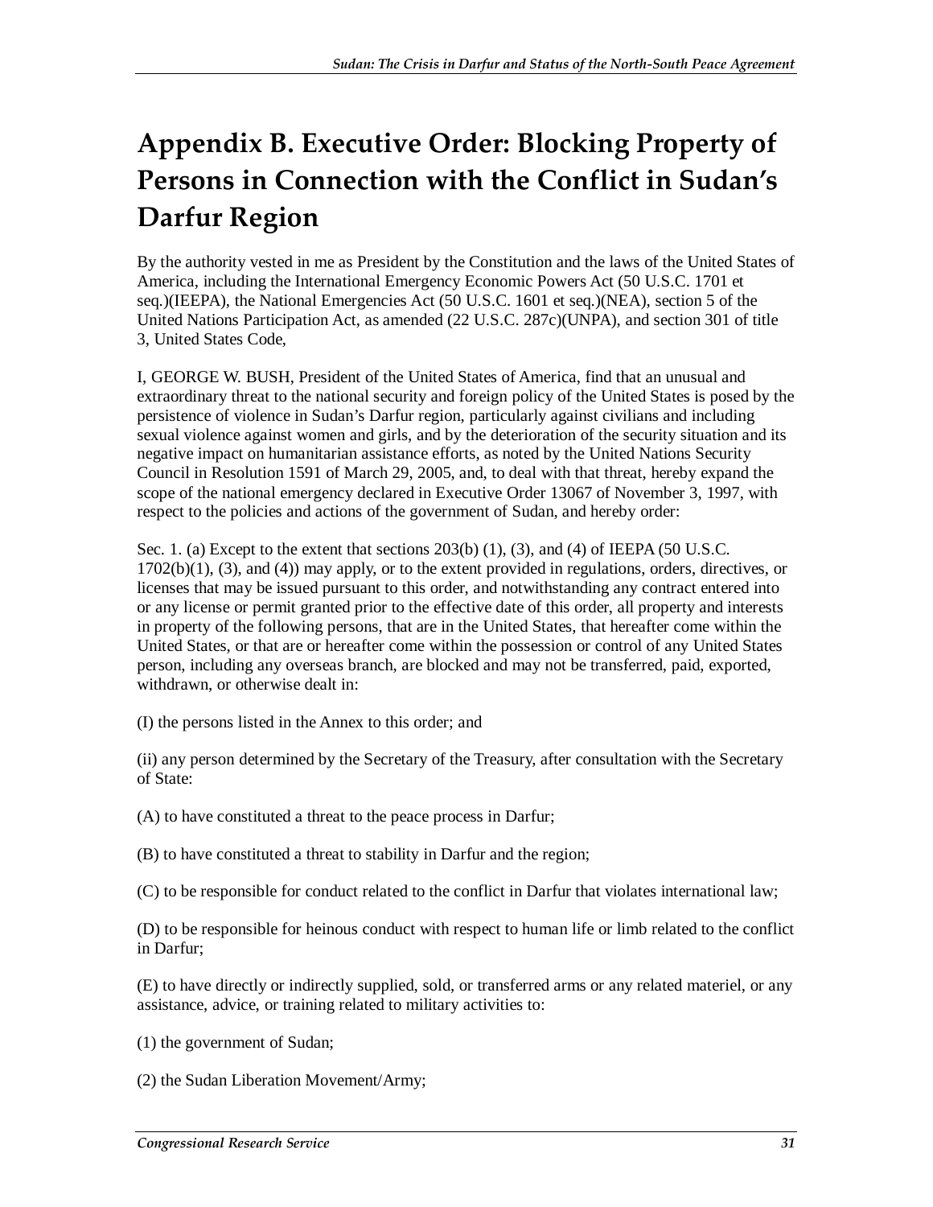# Appendix B. Executive Order: Blocking Property of Persons in Connection with the Conflict in Sudan's Darfur Region

By the authority vested in me as President by the Constitution and the laws of the United States of America, including the International Emergency Economic Powers Act (50 U.S.C. 1701 et seq.)(IEEPA), the National Emergencies Act (50 U.S.C. 1601 et seq.)(NEA), section 5 of the United Nations Participation Act, as amended (22 U.S.C. 287c)(UNPA), and section 301 of title 3, United States Code,

I, GEORGE W. BUSH, President of the United States of America, find that an unusual and extraordinary threat to the national security and foreign policy of the United States is posed by the persistence of violence in Sudan's Darfur region, particularly against civilians and including sexual violence against women and girls, and by the deterioration of the security situation and its negative impact on humanitarian assistance efforts, as noted by the United Nations Security Council in Resolution 1591 of March 29, 2005, and, to deal with that threat, hereby expand the scope of the national emergency declared in Executive Order 13067 of November 3, 1997, with respect to the policies and actions of the government of Sudan, and hereby order:

Sec. 1. (a) Except to the extent that sections 203(b) (1), (3), and (4) of IEEPA (50 U.S.C. 1702(b)(1), (3), and (4)) may apply, or to the extent provided in regulations, orders, directives, or licenses that may be issued pursuant to this order, and notwithstanding any contract entered into or any license or permit granted prior to the effective date of this order, all property and interests in property of the following persons, that are in the United States, that hereafter come within the United States, or that are or hereafter come within the possession or control of any United States person, including any overseas branch, are blocked and may not be transferred, paid, exported, withdrawn, or otherwise dealt in:

(I) the persons listed in the Annex to this order; and

(ii) any person determined by the Secretary of the Treasury, after consultation with the Secretary of State:

(A) to have constituted a threat to the peace process in Darfur;

(B) to have constituted a threat to stability in Darfur and the region;

(C) to be responsible for conduct related to the conflict in Darfur that violates international law;

(D) to be responsible for heinous conduct with respect to human life or limb related to the conflict in Darfur;

(E) to have directly or indirectly supplied, sold, or transferred arms or any related materiel, or any assistance, advice, or training related to military activities to:

(1) the government of Sudan;

(2) the Sudan Liberation Movement/Army;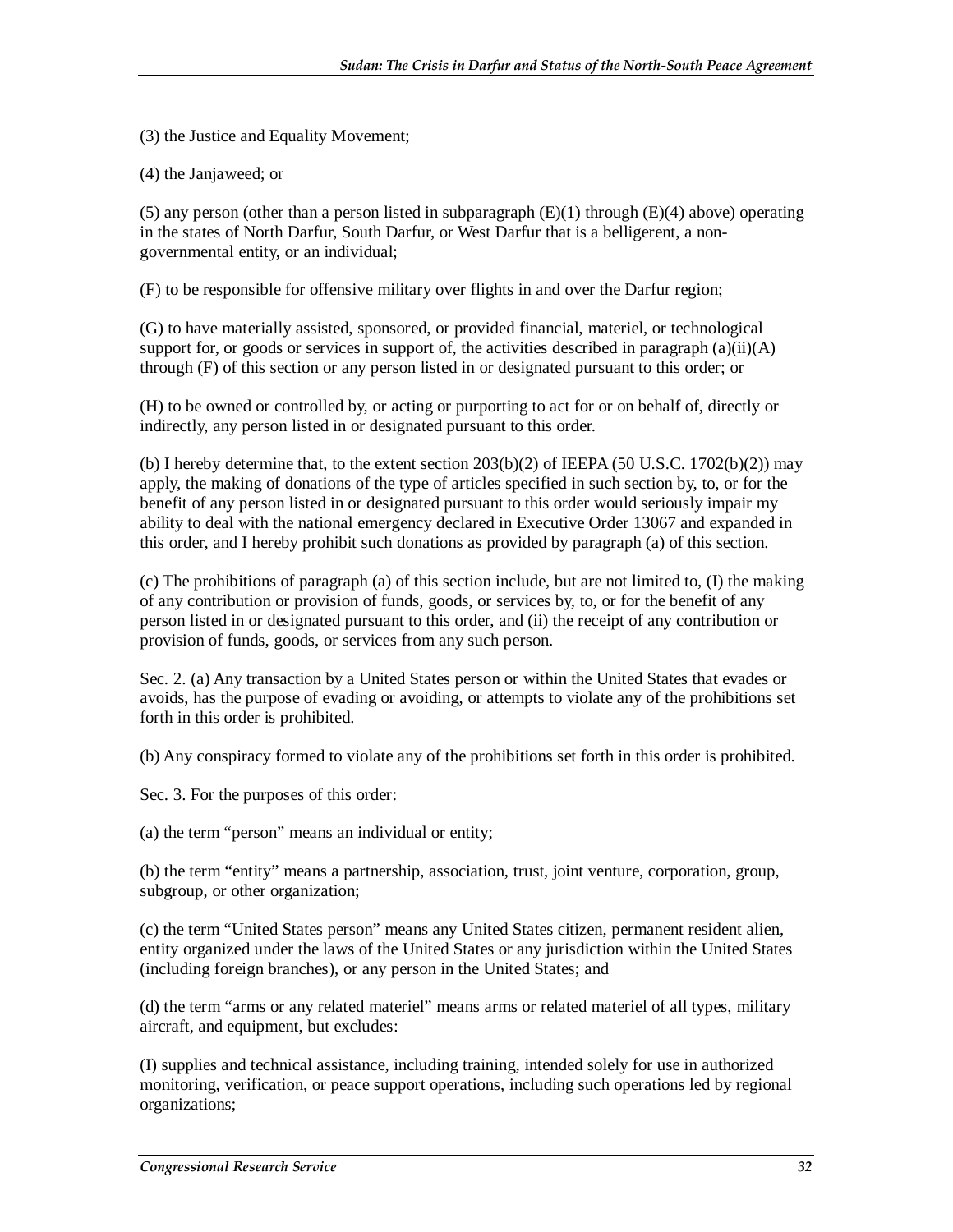(3) the Justice and Equality Movement;

(4) the Janjaweed; or

(5) any person (other than a person listed in subparagraph (E)(1) through (E)(4) above) operating in the states of North Darfur, South Darfur, or West Darfur that is a belligerent, a non-governmental entity, or an individual;

(F) to be responsible for offensive military over flights in and over the Darfur region;

(G) to have materially assisted, sponsored, or provided financial, materiel, or technological support for, or goods or services in support of, the activities described in paragraph (a)(ii)(A) through (F) of this section or any person listed in or designated pursuant to this order; or

(H) to be owned or controlled by, or acting or purporting to act for or on behalf of, directly or indirectly, any person listed in or designated pursuant to this order.

(b) I hereby determine that, to the extent section 203(b)(2) of IEEPA (50 U.S.C. 1702(b)(2)) may apply, the making of donations of the type of articles specified in such section by, to, or for the benefit of any person listed in or designated pursuant to this order would seriously impair my ability to deal with the national emergency declared in Executive Order 13067 and expanded in this order, and I hereby prohibit such donations as provided by paragraph (a) of this section.

(c) The prohibitions of paragraph (a) of this section include, but are not limited to, (I) the making of any contribution or provision of funds, goods, or services by, to, or for the benefit of any person listed in or designated pursuant to this order, and (ii) the receipt of any contribution or provision of funds, goods, or services from any such person.

Sec. 2. (a) Any transaction by a United States person or within the United States that evades or avoids, has the purpose of evading or avoiding, or attempts to violate any of the prohibitions set forth in this order is prohibited.

(b) Any conspiracy formed to violate any of the prohibitions set forth in this order is prohibited.

Sec. 3. For the purposes of this order:

(a) the term "person" means an individual or entity;

(b) the term "entity" means a partnership, association, trust, joint venture, corporation, group, subgroup, or other organization;

(c) the term "United States person" means any United States citizen, permanent resident alien, entity organized under the laws of the United States or any jurisdiction within the United States (including foreign branches), or any person in the United States; and

(d) the term "arms or any related materiel" means arms or related materiel of all types, military aircraft, and equipment, but excludes:

(I) supplies and technical assistance, including training, intended solely for use in authorized monitoring, verification, or peace support operations, including such operations led by regional organizations;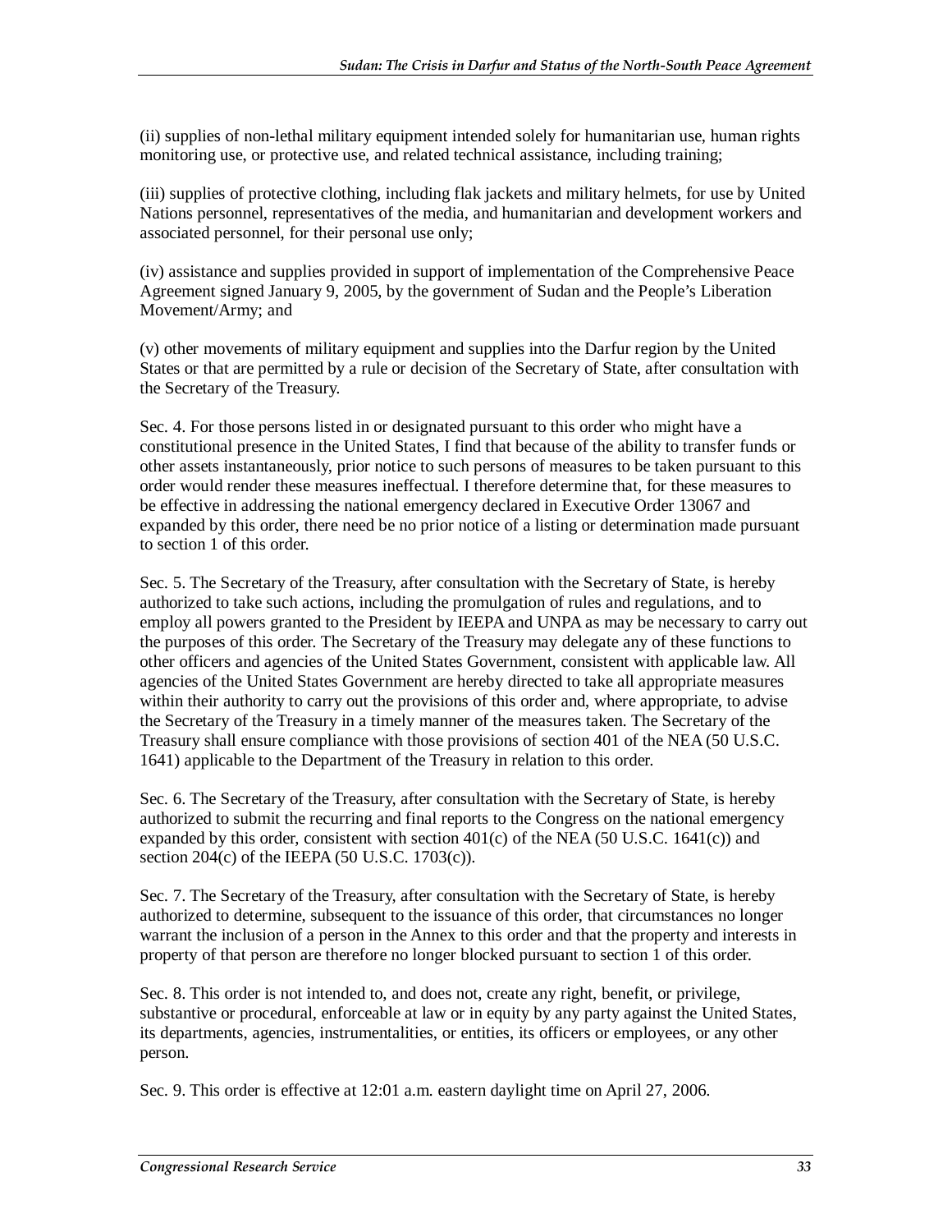(ii) supplies of non-lethal military equipment intended solely for humanitarian use, human rights monitoring use, or protective use, and related technical assistance, including training;

(iii) supplies of protective clothing, including flak jackets and military helmets, for use by United Nations personnel, representatives of the media, and humanitarian and development workers and associated personnel, for their personal use only;

(iv) assistance and supplies provided in support of implementation of the Comprehensive Peace Agreement signed January 9, 2005, by the government of Sudan and the People's Liberation Movement/Army; and

(v) other movements of military equipment and supplies into the Darfur region by the United States or that are permitted by a rule or decision of the Secretary of State, after consultation with the Secretary of the Treasury.

Sec. 4. For those persons listed in or designated pursuant to this order who might have a constitutional presence in the United States, I find that because of the ability to transfer funds or other assets instantaneously, prior notice to such persons of measures to be taken pursuant to this order would render these measures ineffectual. I therefore determine that, for these measures to be effective in addressing the national emergency declared in Executive Order 13067 and expanded by this order, there need be no prior notice of a listing or determination made pursuant to section 1 of this order.

Sec. 5. The Secretary of the Treasury, after consultation with the Secretary of State, is hereby authorized to take such actions, including the promulgation of rules and regulations, and to employ all powers granted to the President by IEEPA and UNPA as may be necessary to carry out the purposes of this order. The Secretary of the Treasury may delegate any of these functions to other officers and agencies of the United States Government, consistent with applicable law. All agencies of the United States Government are hereby directed to take all appropriate measures within their authority to carry out the provisions of this order and, where appropriate, to advise the Secretary of the Treasury in a timely manner of the measures taken. The Secretary of the Treasury shall ensure compliance with those provisions of section 401 of the NEA (50 U.S.C. 1641) applicable to the Department of the Treasury in relation to this order.

Sec. 6. The Secretary of the Treasury, after consultation with the Secretary of State, is hereby authorized to submit the recurring and final reports to the Congress on the national emergency expanded by this order, consistent with section 401(c) of the NEA (50 U.S.C. 1641(c)) and section 204(c) of the IEEPA (50 U.S.C. 1703(c)).

Sec. 7. The Secretary of the Treasury, after consultation with the Secretary of State, is hereby authorized to determine, subsequent to the issuance of this order, that circumstances no longer warrant the inclusion of a person in the Annex to this order and that the property and interests in property of that person are therefore no longer blocked pursuant to section 1 of this order.

Sec. 8. This order is not intended to, and does not, create any right, benefit, or privilege, substantive or procedural, enforceable at law or in equity by any party against the United States, its departments, agencies, instrumentalities, or entities, its officers or employees, or any other person.

Sec. 9. This order is effective at 12:01 a.m. eastern daylight time on April 27, 2006.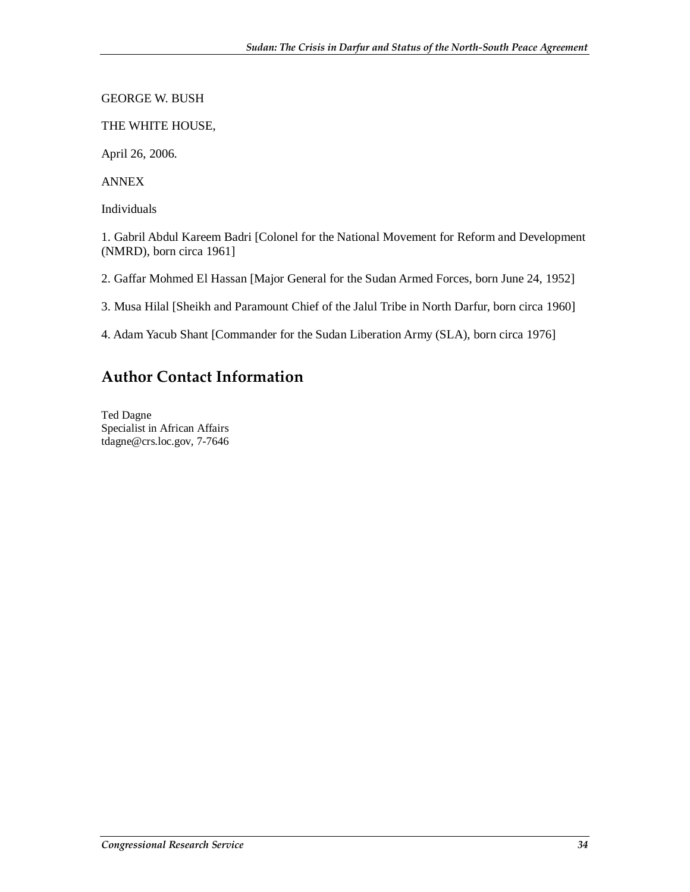GEORGE W. BUSH

THE WHITE HOUSE,

April 26, 2006.

ANNEX

Individuals

1. Gabril Abdul Kareem Badri [Colonel for the National Movement for Reform and Development (NMRD), born circa 1961]

2. Gaffar Mohmed El Hassan [Major General for the Sudan Armed Forces, born June 24, 1952]

3. Musa Hilal [Sheikh and Paramount Chief of the Jalul Tribe in North Darfur, born circa 1960]

4. Adam Yacub Shant [Commander for the Sudan Liberation Army (SLA), born circa 1976]

## Author Contact Information

Ted Dagne
Specialist in African Affairs
tdagne@crs.loc.gov, 7-7646